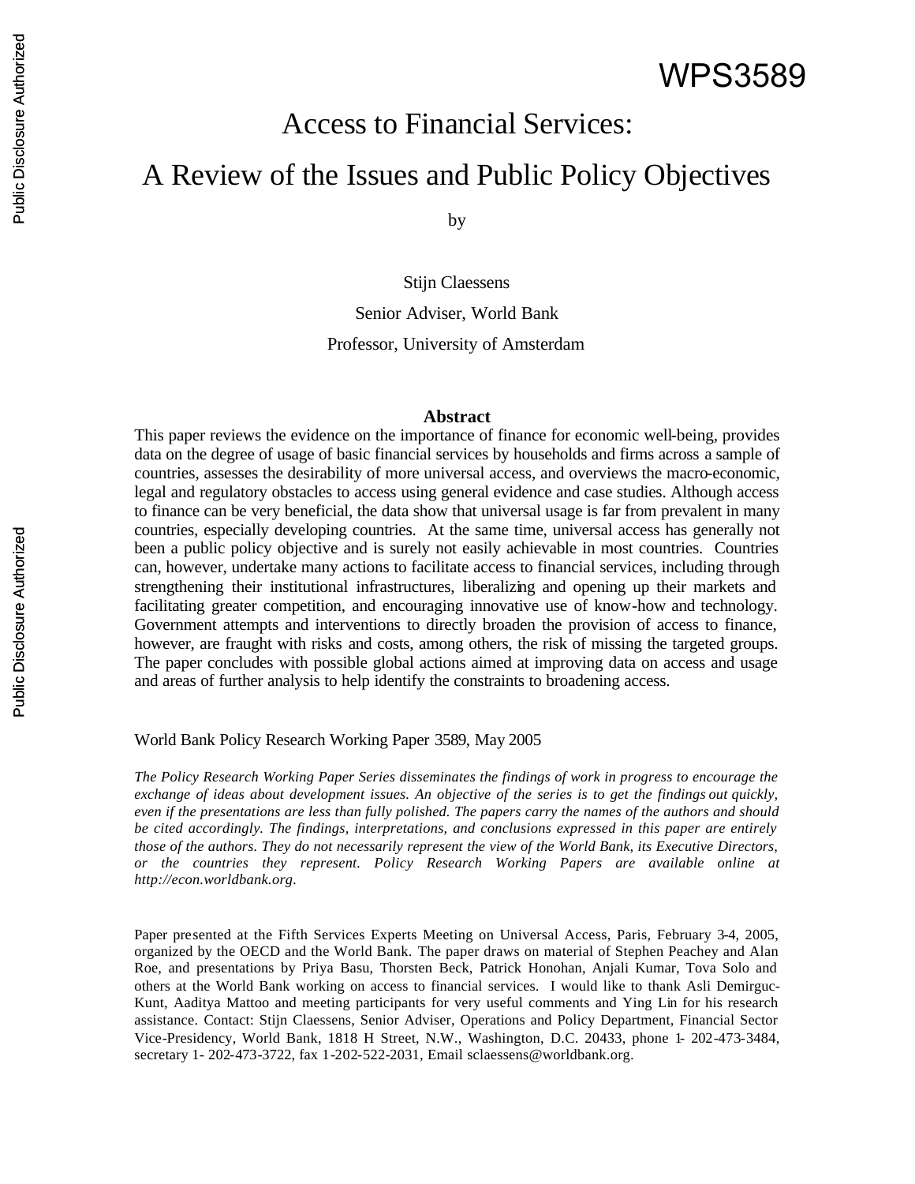WPS3589

# Access to Financial Services:

# A Review of the Issues and Public Policy Objectives

by

Stijn Claessens

Senior Adviser, World Bank

Professor, University of Amsterdam

**Abstract**

This paper reviews the evidence on the importance of finance for economic well-being, provides data on the degree of usage of basic financial services by households and firms across a sample of countries, assesses the desirability of more universal access, and overviews the macro-economic, legal and regulatory obstacles to access using general evidence and case studies. Although access to finance can be very beneficial, the data show that universal usage is far from prevalent in many countries, especially developing countries. At the same time, universal access has generally not been a public policy objective and is surely not easily achievable in most countries. Countries can, however, undertake many actions to facilitate access to financial services, including through strengthening their institutional infrastructures, liberalizing and opening up their markets and facilitating greater competition, and encouraging innovative use of know-how and technology. Government attempts and interventions to directly broaden the provision of access to finance, however, are fraught with risks and costs, among others, the risk of missing the targeted groups. The paper concludes with possible global actions aimed at improving data on access and usage and areas of further analysis to help identify the constraints to broadening access.

World Bank Policy Research Working Paper 3589, May 2005

*The Policy Research Working Paper Series disseminates the findings of work in progress to encourage the exchange of ideas about development issues. An objective of the series is to get the findings out quickly, even if the presentations are less than fully polished. The papers carry the names of the authors and should be cited accordingly. The findings, interpretations, and conclusions expressed in this paper are entirely those of the authors. They do not necessarily represent the view of the World Bank, its Executive Directors, or the countries they represent. Policy Research Working Papers are available online at http://econ.worldbank.org.*

Paper presented at the Fifth Services Experts Meeting on Universal Access, Paris, February 3-4, 2005, organized by the OECD and the World Bank. The paper draws on material of Stephen Peachey and Alan Roe, and presentations by Priya Basu, Thorsten Beck, Patrick Honohan, Anjali Kumar, Tova Solo and others at the World Bank working on access to financial services. I would like to thank Asli Demirguc-Kunt, Aaditya Mattoo and meeting participants for very useful comments and Ying Lin for his research assistance. Contact: Stijn Claessens, Senior Adviser, Operations and Policy Department, Financial Sector Vice-Presidency, World Bank, 1818 H Street, N.W., Washington, D.C. 20433, phone 1- 202-473-3484, secretary 1- 202-473-3722, fax 1-202-522-2031, Email sclaessens@worldbank.org.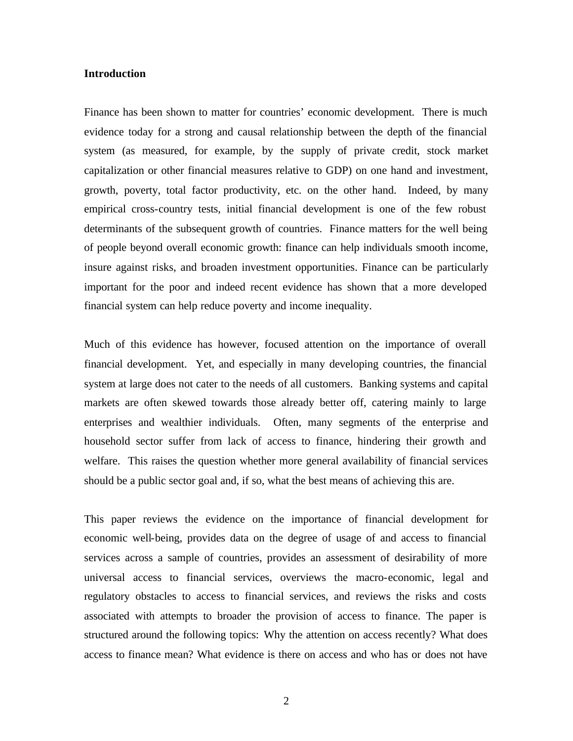**Introduction**

Finance has been shown to matter for countries' economic development. There is much evidence today for a strong and causal relationship between the depth of the financial system (as measured, for example, by the supply of private credit, stock market capitalization or other financial measures relative to GDP) on one hand and investment, growth, poverty, total factor productivity, etc. on the other hand. Indeed, by many empirical cross-country tests, initial financial development is one of the few robust determinants of the subsequent growth of countries. Finance matters for the well being of people beyond overall economic growth: finance can help individuals smooth income, insure against risks, and broaden investment opportunities. Finance can be particularly important for the poor and indeed recent evidence has shown that a more developed financial system can help reduce poverty and income inequality.

Much of this evidence has however, focused attention on the importance of overall financial development. Yet, and especially in many developing countries, the financial system at large does not cater to the needs of all customers. Banking systems and capital markets are often skewed towards those already better off, catering mainly to large enterprises and wealthier individuals. Often, many segments of the enterprise and household sector suffer from lack of access to finance, hindering their growth and welfare. This raises the question whether more general availability of financial services should be a public sector goal and, if so, what the best means of achieving this are.

This paper reviews the evidence on the importance of financial development for economic well-being, provides data on the degree of usage of and access to financial services across a sample of countries, provides an assessment of desirability of more universal access to financial services, overviews the macro-economic, legal and regulatory obstacles to access to financial services, and reviews the risks and costs associated with attempts to broader the provision of access to finance. The paper is structured around the following topics: Why the attention on access recently? What does access to finance mean? What evidence is there on access and who has or does not have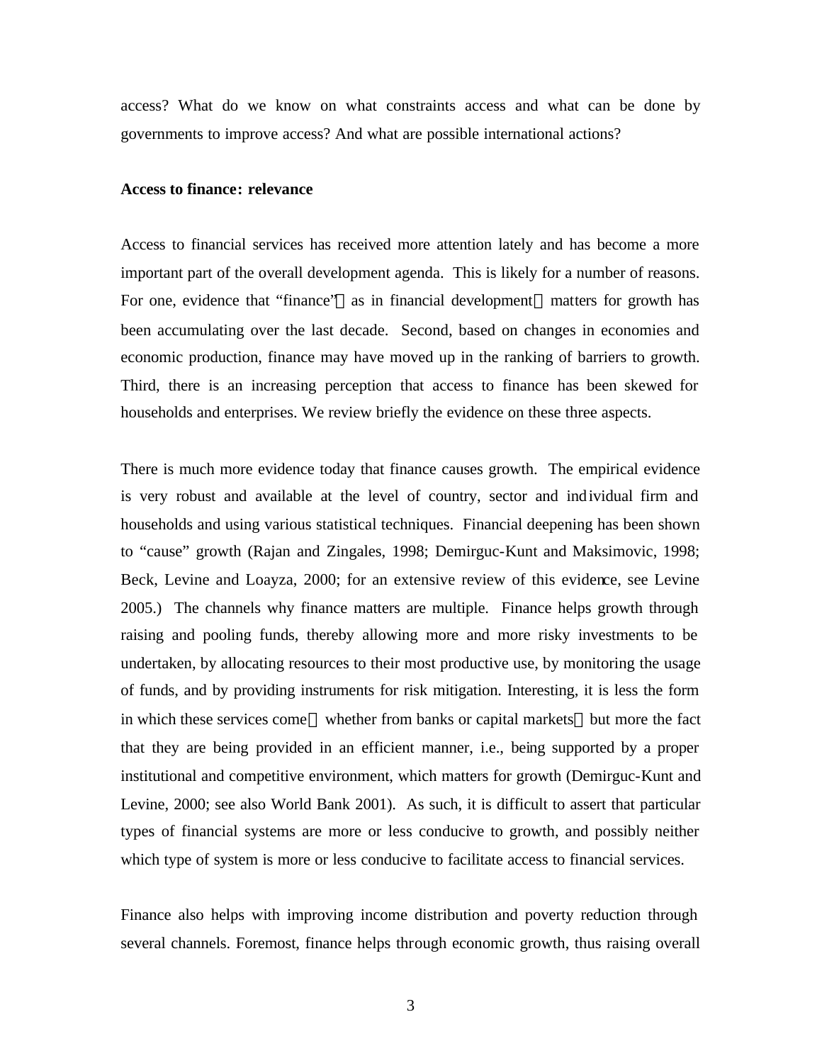access? What do we know on what constraints access and what can be done by governments to improve access? And what are possible international actions?

**Access to finance: relevance**

Access to financial services has received more attention lately and has become a more important part of the overall development agenda. This is likely for a number of reasons. For one, evidence that "finance" as in financial development matters for growth has been accumulating over the last decade. Second, based on changes in economies and economic production, finance may have moved up in the ranking of barriers to growth. Third, there is an increasing perception that access to finance has been skewed for households and enterprises. We review briefly the evidence on these three aspects.

There is much more evidence today that finance causes growth. The empirical evidence is very robust and available at the level of country, sector and individual firm and households and using various statistical techniques. Financial deepening has been shown to "cause" growth (Rajan and Zingales, 1998; Demirguc-Kunt and Maksimovic, 1998; Beck, Levine and Loayza, 2000; for an extensive review of this evidence, see Levine 2005.) The channels why finance matters are multiple. Finance helps growth through raising and pooling funds, thereby allowing more and more risky investments to be undertaken, by allocating resources to their most productive use, by monitoring the usage of funds, and by providing instruments for risk mitigation. Interesting, it is less the form in which these services come whether from banks or capital markets but more the fact that they are being provided in an efficient manner, i.e., being supported by a proper institutional and competitive environment, which matters for growth (Demirguc-Kunt and Levine, 2000; see also World Bank 2001). As such, it is difficult to assert that particular types of financial systems are more or less conducive to growth, and possibly neither which type of system is more or less conducive to facilitate access to financial services.

Finance also helps with improving income distribution and poverty reduction through several channels. Foremost, finance helps through economic growth, thus raising overall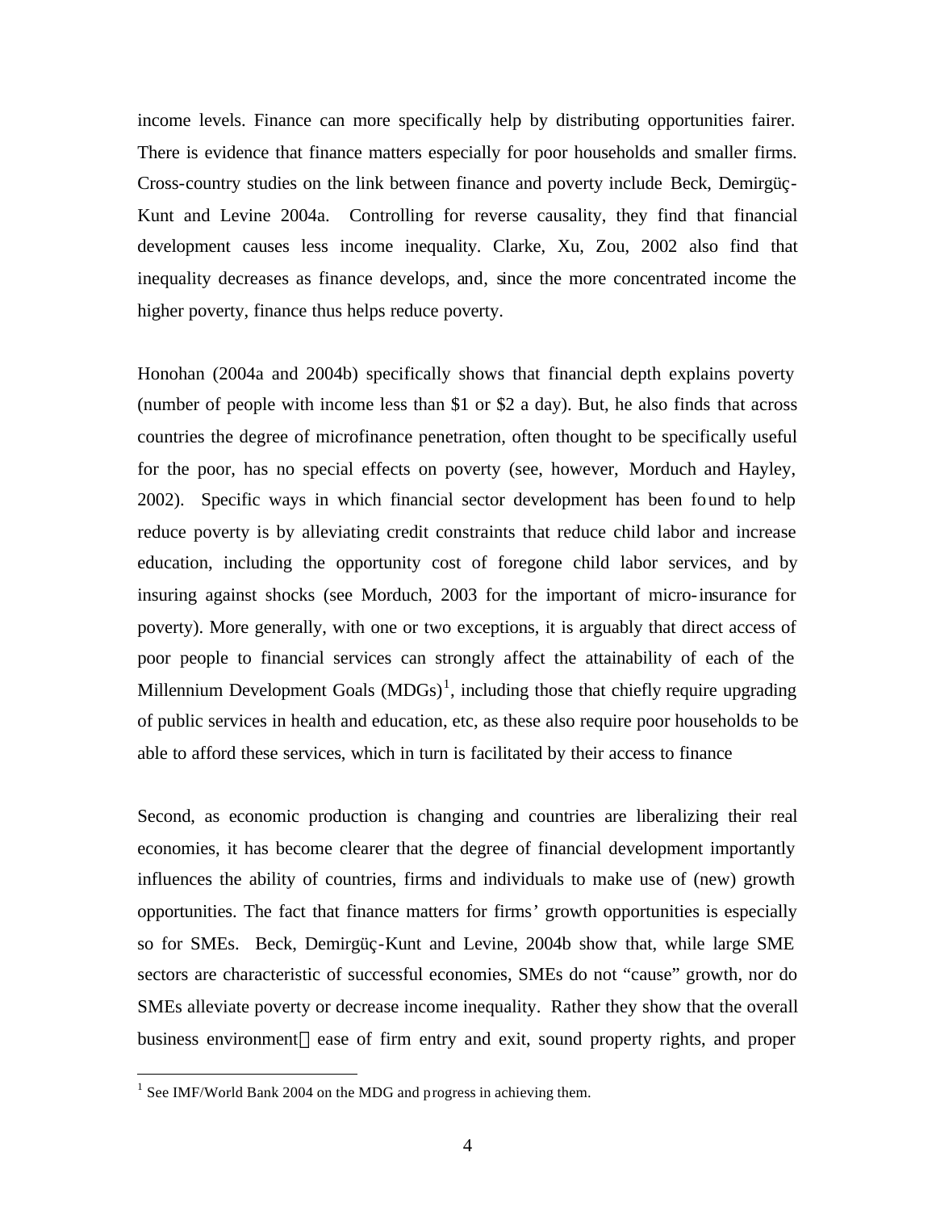income levels. Finance can more specifically help by distributing opportunities fairer. There is evidence that finance matters especially for poor households and smaller firms. Cross-country studies on the link between finance and poverty include Beck, Demirgüç-Kunt and Levine 2004a. Controlling for reverse causality, they find that financial development causes less income inequality. Clarke, Xu, Zou, 2002 also find that inequality decreases as finance develops, and, since the more concentrated income the higher poverty, finance thus helps reduce poverty.

Honohan (2004a and 2004b) specifically shows that financial depth explains poverty (number of people with income less than $1 or $2 a day). But, he also finds that across countries the degree of microfinance penetration, often thought to be specifically useful for the poor, has no special effects on poverty (see, however, Morduch and Hayley, 2002). Specific ways in which financial sector development has been found to help reduce poverty is by alleviating credit constraints that reduce child labor and increase education, including the opportunity cost of foregone child labor services, and by insuring against shocks (see Morduch, 2003 for the important of micro-insurance for poverty). More generally, with one or two exceptions, it is arguably that direct access of poor people to financial services can strongly affect the attainability of each of the Millennium Development Goals (MDGs)[1], including those that chiefly require upgrading of public services in health and education, etc, as these also require poor households to be able to afford these services, which in turn is facilitated by their access to finance

Second, as economic production is changing and countries are liberalizing their real economies, it has become clearer that the degree of financial development importantly influences the ability of countries, firms and individuals to make use of (new) growth opportunities. The fact that finance matters for firms' growth opportunities is especially so for SMEs. Beck, Demirgüç-Kunt and Levine, 2004b show that, while large SME sectors are characteristic of successful economies, SMEs do not "cause" growth, nor do SMEs alleviate poverty or decrease income inequality. Rather they show that the overall business environment — ease of firm entry and exit, sound property rights, and proper

[1] See IMF/World Bank 2004 on the MDG and progress in achieving them.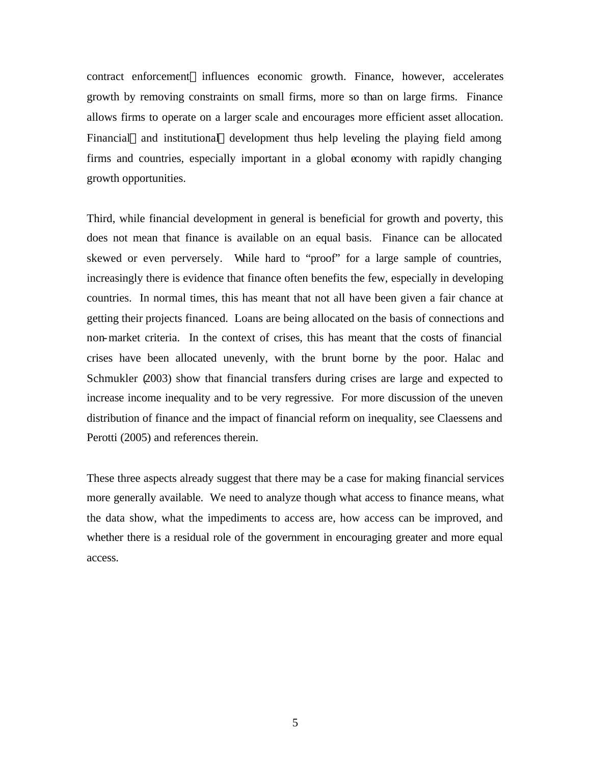contract enforcement influences economic growth. Finance, however, accelerates growth by removing constraints on small firms, more so than on large firms. Finance allows firms to operate on a larger scale and encourages more efficient asset allocation. Financial and institutional development thus help leveling the playing field among firms and countries, especially important in a global economy with rapidly changing growth opportunities.

Third, while financial development in general is beneficial for growth and poverty, this does not mean that finance is available on an equal basis. Finance can be allocated skewed or even perversely. While hard to "proof" for a large sample of countries, increasingly there is evidence that finance often benefits the few, especially in developing countries. In normal times, this has meant that not all have been given a fair chance at getting their projects financed. Loans are being allocated on the basis of connections and non-market criteria. In the context of crises, this has meant that the costs of financial crises have been allocated unevenly, with the brunt borne by the poor. Halac and Schmukler (2003) show that financial transfers during crises are large and expected to increase income inequality and to be very regressive. For more discussion of the uneven distribution of finance and the impact of financial reform on inequality, see Claessens and Perotti (2005) and references therein.

These three aspects already suggest that there may be a case for making financial services more generally available. We need to analyze though what access to finance means, what the data show, what the impediments to access are, how access can be improved, and whether there is a residual role of the government in encouraging greater and more equal access.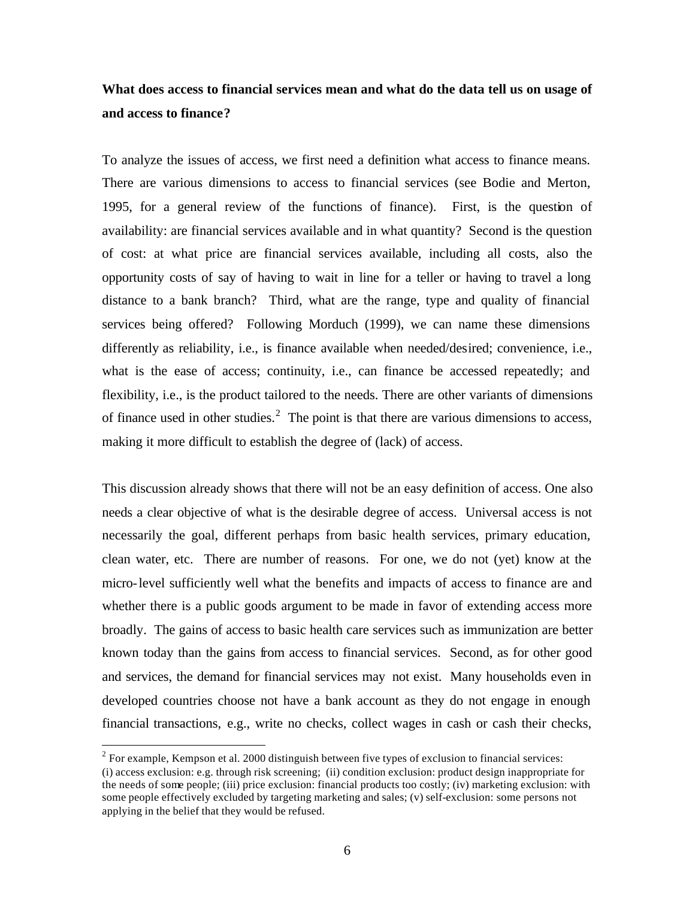**What does access to financial services mean and what do the data tell us on usage of and access to finance?**

To analyze the issues of access, we first need a definition what access to finance means. There are various dimensions to access to financial services (see Bodie and Merton, 1995, for a general review of the functions of finance). First, is the question of availability: are financial services available and in what quantity? Second is the question of cost: at what price are financial services available, including all costs, also the opportunity costs of say of having to wait in line for a teller or having to travel a long distance to a bank branch? Third, what are the range, type and quality of financial services being offered? Following Morduch (1999), we can name these dimensions differently as reliability, i.e., is finance available when needed/desired; convenience, i.e., what is the ease of access; continuity, i.e., can finance be accessed repeatedly; and flexibility, i.e., is the product tailored to the needs. There are other variants of dimensions of finance used in other studies.[2] The point is that there are various dimensions to access, making it more difficult to establish the degree of (lack) of access.

This discussion already shows that there will not be an easy definition of access. One also needs a clear objective of what is the desirable degree of access. Universal access is not necessarily the goal, different perhaps from basic health services, primary education, clean water, etc. There are number of reasons. For one, we do not (yet) know at the micro-level sufficiently well what the benefits and impacts of access to finance are and whether there is a public goods argument to be made in favor of extending access more broadly. The gains of access to basic health care services such as immunization are better known today than the gains from access to financial services. Second, as for other good and services, the demand for financial services may not exist. Many households even in developed countries choose not have a bank account as they do not engage in enough financial transactions, e.g., write no checks, collect wages in cash or cash their checks,

[2] For example, Kempson et al. 2000 distinguish between five types of exclusion to financial services: (i) access exclusion: e.g. through risk screening; (ii) condition exclusion: product design inappropriate for the needs of some people; (iii) price exclusion: financial products too costly; (iv) marketing exclusion: with some people effectively excluded by targeting marketing and sales; (v) self-exclusion: some persons not applying in the belief that they would be refused.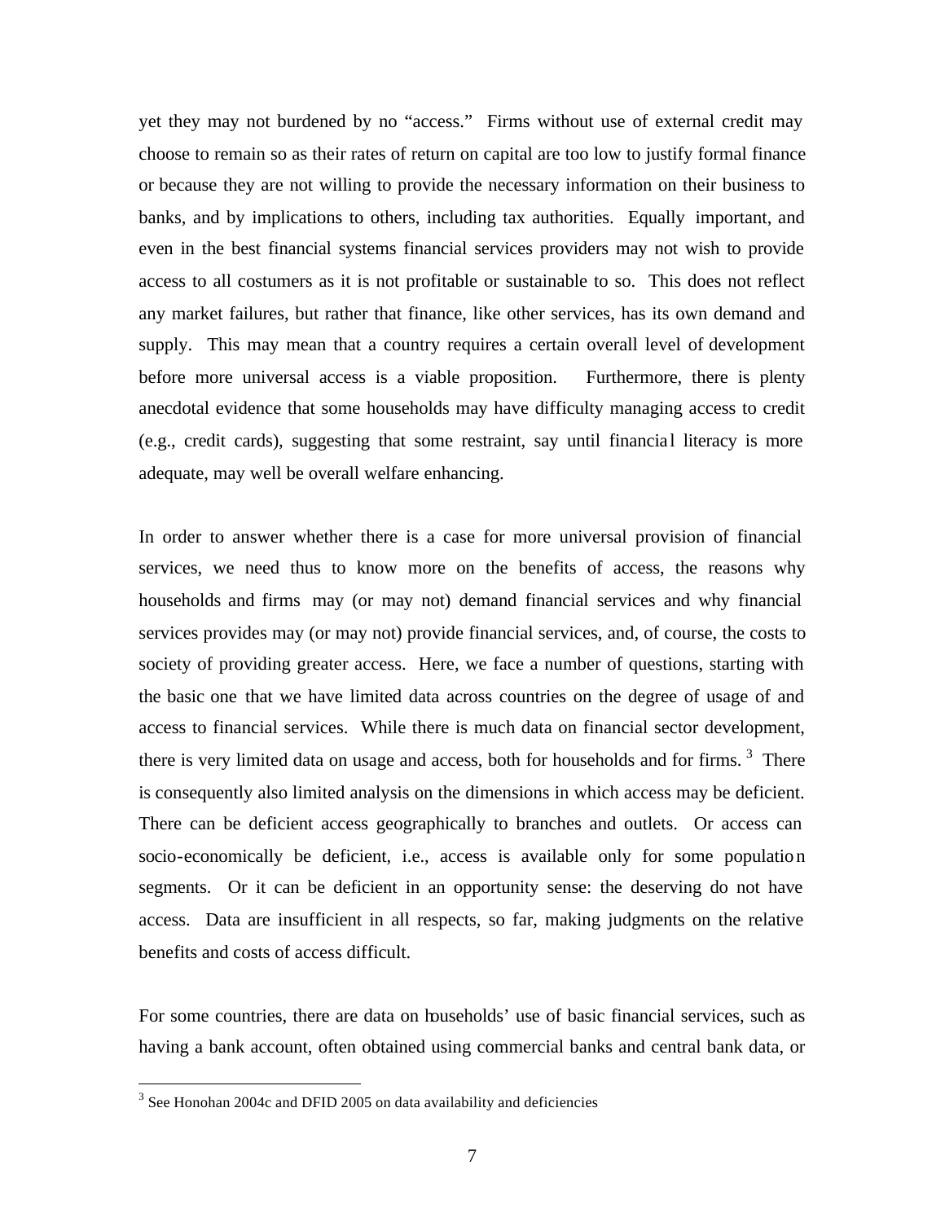yet they may not burdened by no "access." Firms without use of external credit may choose to remain so as their rates of return on capital are too low to justify formal finance or because they are not willing to provide the necessary information on their business to banks, and by implications to others, including tax authorities. Equally important, and even in the best financial systems financial services providers may not wish to provide access to all costumers as it is not profitable or sustainable to so. This does not reflect any market failures, but rather that finance, like other services, has its own demand and supply. This may mean that a country requires a certain overall level of development before more universal access is a viable proposition. Furthermore, there is plenty anecdotal evidence that some households may have difficulty managing access to credit (e.g., credit cards), suggesting that some restraint, say until financial literacy is more adequate, may well be overall welfare enhancing.

In order to answer whether there is a case for more universal provision of financial services, we need thus to know more on the benefits of access, the reasons why households and firms may (or may not) demand financial services and why financial services provides may (or may not) provide financial services, and, of course, the costs to society of providing greater access. Here, we face a number of questions, starting with the basic one that we have limited data across countries on the degree of usage of and access to financial services. While there is much data on financial sector development, there is very limited data on usage and access, both for households and for firms.[3] There is consequently also limited analysis on the dimensions in which access may be deficient. There can be deficient access geographically to branches and outlets. Or access can socio-economically be deficient, i.e., access is available only for some population segments. Or it can be deficient in an opportunity sense: the deserving do not have access. Data are insufficient in all respects, so far, making judgments on the relative benefits and costs of access difficult.

For some countries, there are data on households' use of basic financial services, such as having a bank account, often obtained using commercial banks and central bank data, or

[3] See Honohan 2004c and DFID 2005 on data availability and deficiencies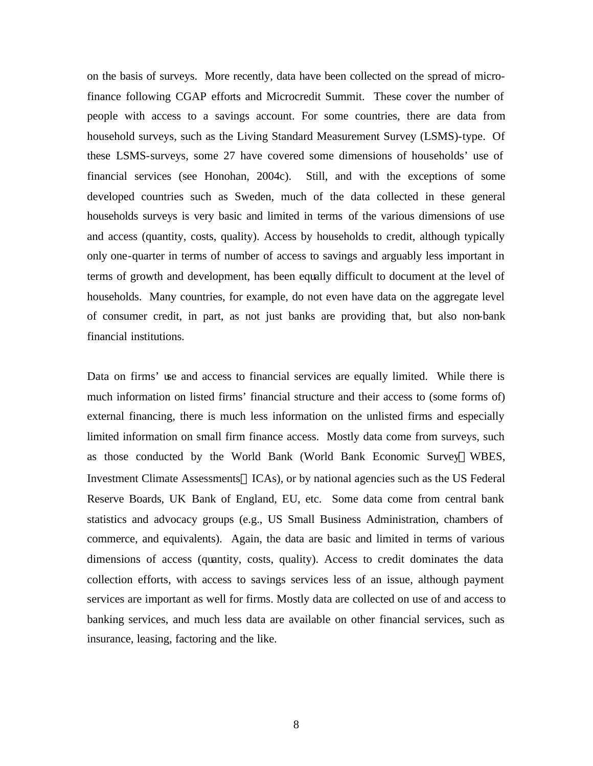on the basis of surveys. More recently, data have been collected on the spread of micro-finance following CGAP efforts and Microcredit Summit. These cover the number of people with access to a savings account. For some countries, there are data from household surveys, such as the Living Standard Measurement Survey (LSMS)-type. Of these LSMS-surveys, some 27 have covered some dimensions of households' use of financial services (see Honohan, 2004c). Still, and with the exceptions of some developed countries such as Sweden, much of the data collected in these general households surveys is very basic and limited in terms of the various dimensions of use and access (quantity, costs, quality). Access by households to credit, although typically only one-quarter in terms of number of access to savings and arguably less important in terms of growth and development, has been equally difficult to document at the level of households. Many countries, for example, do not even have data on the aggregate level of consumer credit, in part, as not just banks are providing that, but also non-bank financial institutions.

Data on firms' use and access to financial services are equally limited. While there is much information on listed firms' financial structure and their access to (some forms of) external financing, there is much less information on the unlisted firms and especially limited information on small firm finance access. Mostly data come from surveys, such as those conducted by the World Bank (World Bank Economic Survey WBES, Investment Climate Assessments ICAs), or by national agencies such as the US Federal Reserve Boards, UK Bank of England, EU, etc. Some data come from central bank statistics and advocacy groups (e.g., US Small Business Administration, chambers of commerce, and equivalents). Again, the data are basic and limited in terms of various dimensions of access (quantity, costs, quality). Access to credit dominates the data collection efforts, with access to savings services less of an issue, although payment services are important as well for firms. Mostly data are collected on use of and access to banking services, and much less data are available on other financial services, such as insurance, leasing, factoring and the like.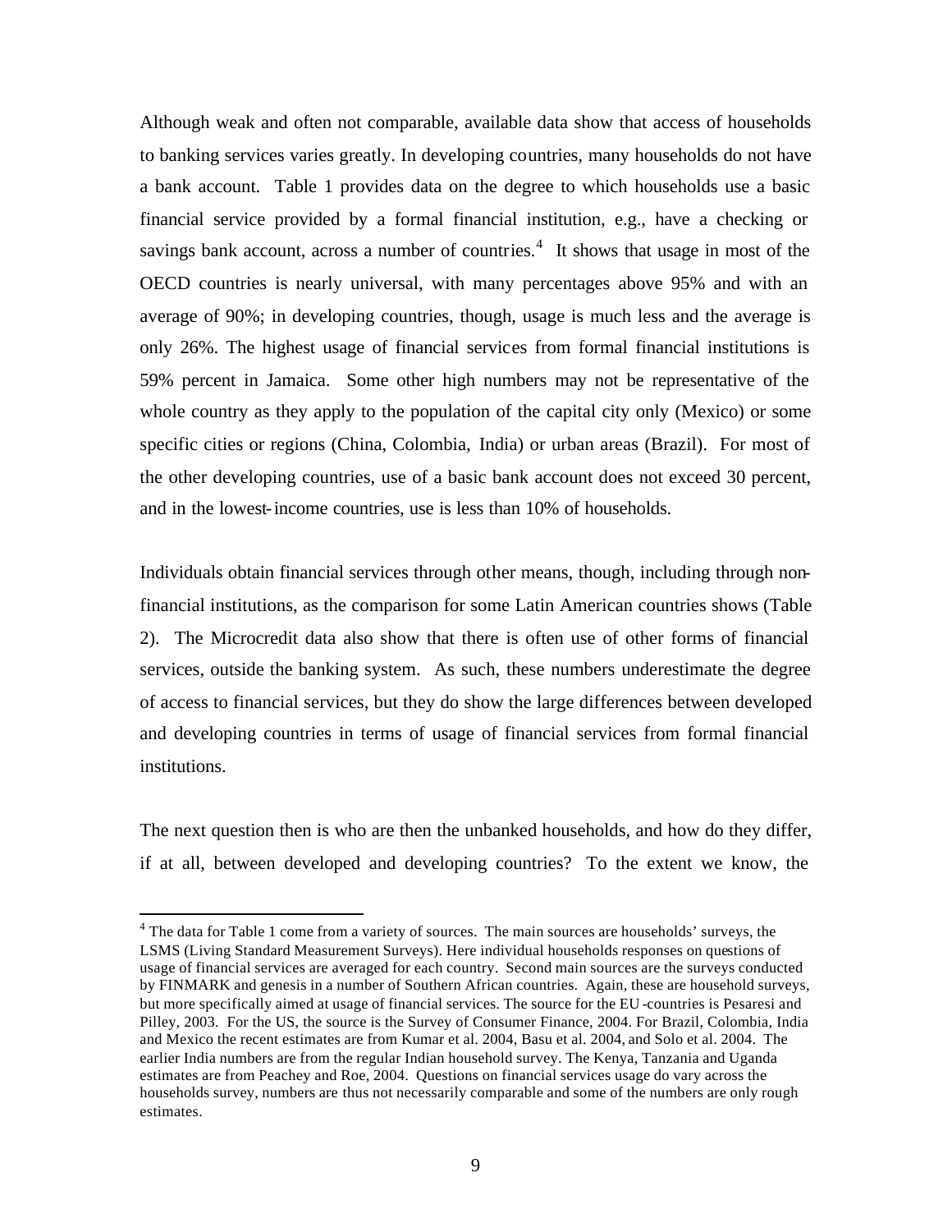Although weak and often not comparable, available data show that access of households to banking services varies greatly. In developing countries, many households do not have a bank account. Table 1 provides data on the degree to which households use a basic financial service provided by a formal financial institution, e.g., have a checking or savings bank account, across a number of countries.[4] It shows that usage in most of the OECD countries is nearly universal, with many percentages above 95% and with an average of 90%; in developing countries, though, usage is much less and the average is only 26%. The highest usage of financial services from formal financial institutions is 59% percent in Jamaica. Some other high numbers may not be representative of the whole country as they apply to the population of the capital city only (Mexico) or some specific cities or regions (China, Colombia, India) or urban areas (Brazil). For most of the other developing countries, use of a basic bank account does not exceed 30 percent, and in the lowest-income countries, use is less than 10% of households.

Individuals obtain financial services through other means, though, including through non-financial institutions, as the comparison for some Latin American countries shows (Table 2). The Microcredit data also show that there is often use of other forms of financial services, outside the banking system. As such, these numbers underestimate the degree of access to financial services, but they do show the large differences between developed and developing countries in terms of usage of financial services from formal financial institutions.

The next question then is who are then the unbanked households, and how do they differ, if at all, between developed and developing countries? To the extent we know, the

[4] The data for Table 1 come from a variety of sources. The main sources are households' surveys, the LSMS (Living Standard Measurement Surveys). Here individual households responses on questions of usage of financial services are averaged for each country. Second main sources are the surveys conducted by FINMARK and genesis in a number of Southern African countries. Again, these are household surveys, but more specifically aimed at usage of financial services. The source for the EU-countries is Pesaresi and Pilley, 2003. For the US, the source is the Survey of Consumer Finance, 2004. For Brazil, Colombia, India and Mexico the recent estimates are from Kumar et al. 2004, Basu et al. 2004, and Solo et al. 2004. The earlier India numbers are from the regular Indian household survey. The Kenya, Tanzania and Uganda estimates are from Peachey and Roe, 2004. Questions on financial services usage do vary across the households survey, numbers are thus not necessarily comparable and some of the numbers are only rough estimates.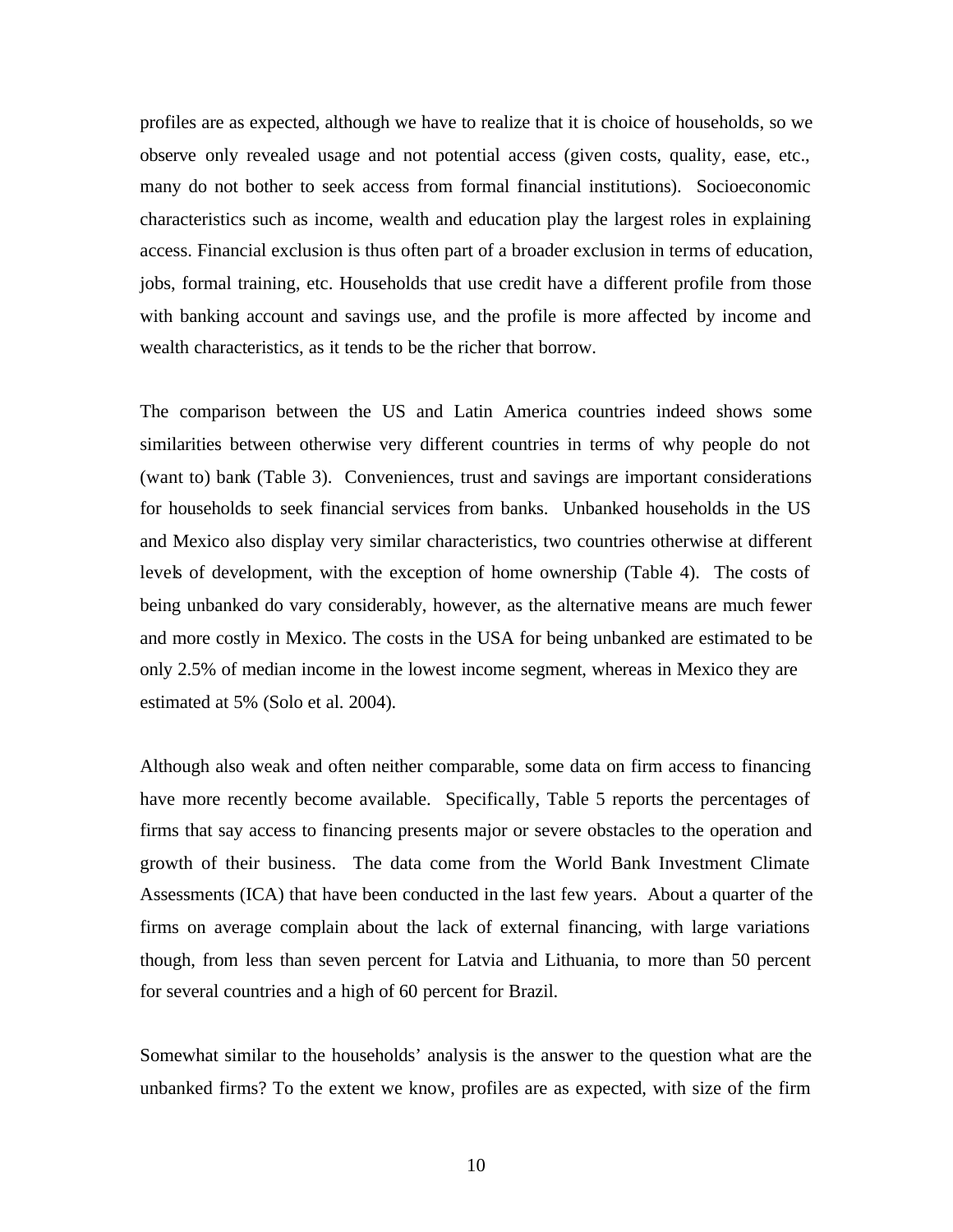profiles are as expected, although we have to realize that it is choice of households, so we observe only revealed usage and not potential access (given costs, quality, ease, etc., many do not bother to seek access from formal financial institutions). Socioeconomic characteristics such as income, wealth and education play the largest roles in explaining access. Financial exclusion is thus often part of a broader exclusion in terms of education, jobs, formal training, etc. Households that use credit have a different profile from those with banking account and savings use, and the profile is more affected by income and wealth characteristics, as it tends to be the richer that borrow.

The comparison between the US and Latin America countries indeed shows some similarities between otherwise very different countries in terms of why people do not (want to) bank (Table 3). Conveniences, trust and savings are important considerations for households to seek financial services from banks. Unbanked households in the US and Mexico also display very similar characteristics, two countries otherwise at different levels of development, with the exception of home ownership (Table 4). The costs of being unbanked do vary considerably, however, as the alternative means are much fewer and more costly in Mexico. The costs in the USA for being unbanked are estimated to be only 2.5% of median income in the lowest income segment, whereas in Mexico they are estimated at 5% (Solo et al. 2004).

Although also weak and often neither comparable, some data on firm access to financing have more recently become available. Specifically, Table 5 reports the percentages of firms that say access to financing presents major or severe obstacles to the operation and growth of their business. The data come from the World Bank Investment Climate Assessments (ICA) that have been conducted in the last few years. About a quarter of the firms on average complain about the lack of external financing, with large variations though, from less than seven percent for Latvia and Lithuania, to more than 50 percent for several countries and a high of 60 percent for Brazil.

Somewhat similar to the households' analysis is the answer to the question what are the unbanked firms? To the extent we know, profiles are as expected, with size of the firm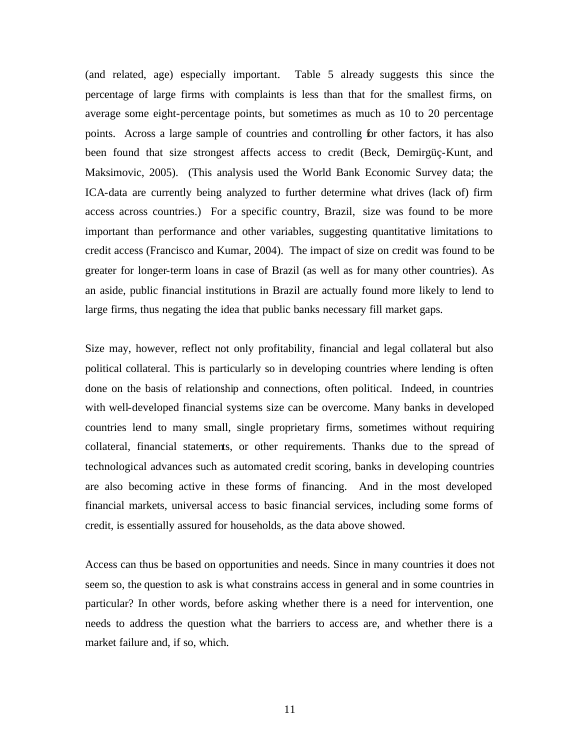(and related, age) especially important. Table 5 already suggests this since the percentage of large firms with complaints is less than that for the smallest firms, on average some eight-percentage points, but sometimes as much as 10 to 20 percentage points. Across a large sample of countries and controlling for other factors, it has also been found that size strongest affects access to credit (Beck, Demirgüç-Kunt, and Maksimovic, 2005). (This analysis used the World Bank Economic Survey data; the ICA-data are currently being analyzed to further determine what drives (lack of) firm access across countries.) For a specific country, Brazil, size was found to be more important than performance and other variables, suggesting quantitative limitations to credit access (Francisco and Kumar, 2004). The impact of size on credit was found to be greater for longer-term loans in case of Brazil (as well as for many other countries). As an aside, public financial institutions in Brazil are actually found more likely to lend to large firms, thus negating the idea that public banks necessary fill market gaps.

Size may, however, reflect not only profitability, financial and legal collateral but also political collateral. This is particularly so in developing countries where lending is often done on the basis of relationship and connections, often political. Indeed, in countries with well-developed financial systems size can be overcome. Many banks in developed countries lend to many small, single proprietary firms, sometimes without requiring collateral, financial statements, or other requirements. Thanks due to the spread of technological advances such as automated credit scoring, banks in developing countries are also becoming active in these forms of financing. And in the most developed financial markets, universal access to basic financial services, including some forms of credit, is essentially assured for households, as the data above showed.

Access can thus be based on opportunities and needs. Since in many countries it does not seem so, the question to ask is what constrains access in general and in some countries in particular? In other words, before asking whether there is a need for intervention, one needs to address the question what the barriers to access are, and whether there is a market failure and, if so, which.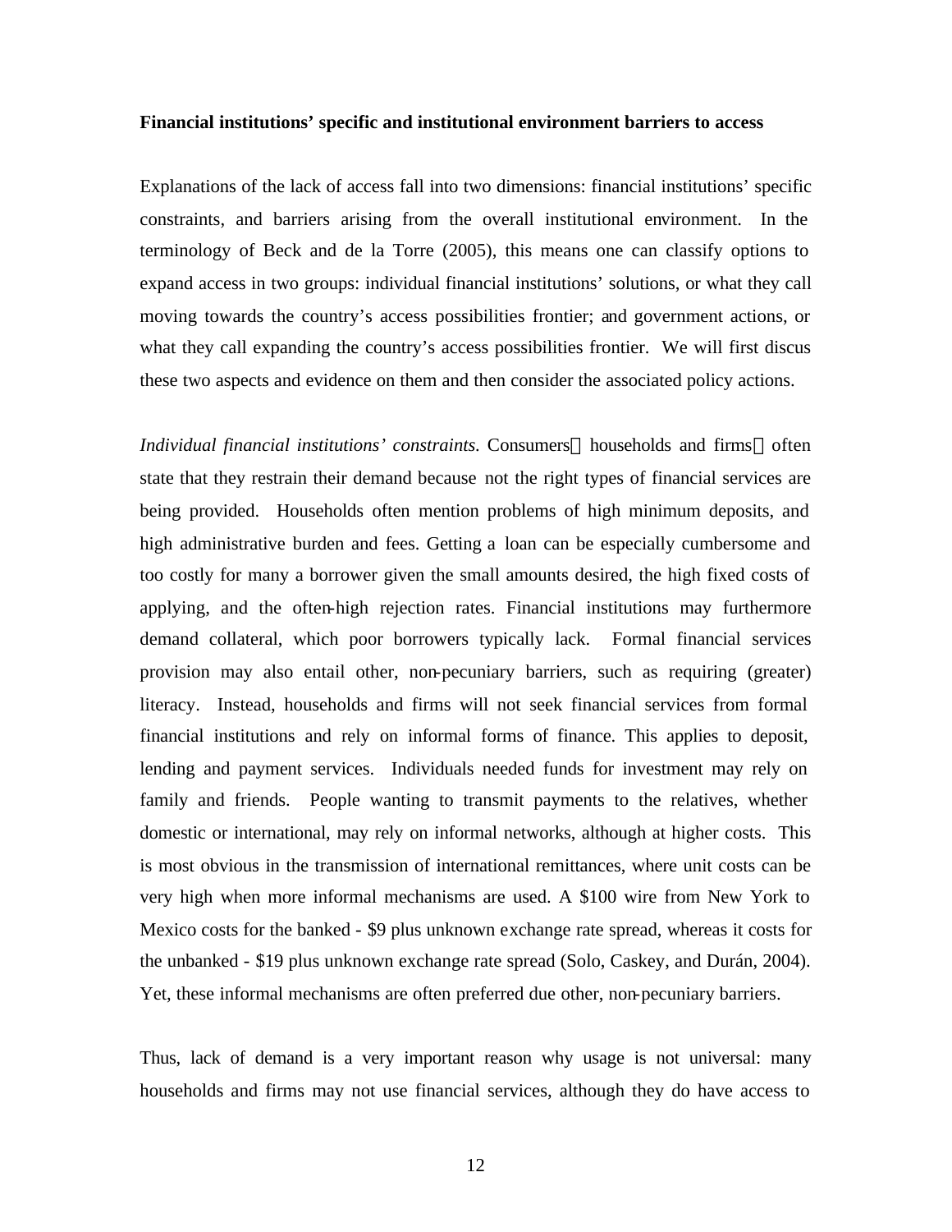**Financial institutions' specific and institutional environment barriers to access**

Explanations of the lack of access fall into two dimensions: financial institutions' specific constraints, and barriers arising from the overall institutional environment. In the terminology of Beck and de la Torre (2005), this means one can classify options to expand access in two groups: individual financial institutions' solutions, or what they call moving towards the country's access possibilities frontier; and government actions, or what they call expanding the country's access possibilities frontier. We will first discus these two aspects and evidence on them and then consider the associated policy actions.

*Individual financial institutions' constraints.* Consumers households and firms often state that they restrain their demand because not the right types of financial services are being provided. Households often mention problems of high minimum deposits, and high administrative burden and fees. Getting a loan can be especially cumbersome and too costly for many a borrower given the small amounts desired, the high fixed costs of applying, and the often-high rejection rates. Financial institutions may furthermore demand collateral, which poor borrowers typically lack. Formal financial services provision may also entail other, non-pecuniary barriers, such as requiring (greater) literacy. Instead, households and firms will not seek financial services from formal financial institutions and rely on informal forms of finance. This applies to deposit, lending and payment services. Individuals needed funds for investment may rely on family and friends. People wanting to transmit payments to the relatives, whether domestic or international, may rely on informal networks, although at higher costs. This is most obvious in the transmission of international remittances, where unit costs can be very high when more informal mechanisms are used. A $100 wire from New York to Mexico costs for the banked - $9 plus unknown exchange rate spread, whereas it costs for the unbanked - $19 plus unknown exchange rate spread (Solo, Caskey, and Durán, 2004). Yet, these informal mechanisms are often preferred due other, non-pecuniary barriers.

Thus, lack of demand is a very important reason why usage is not universal: many households and firms may not use financial services, although they do have access to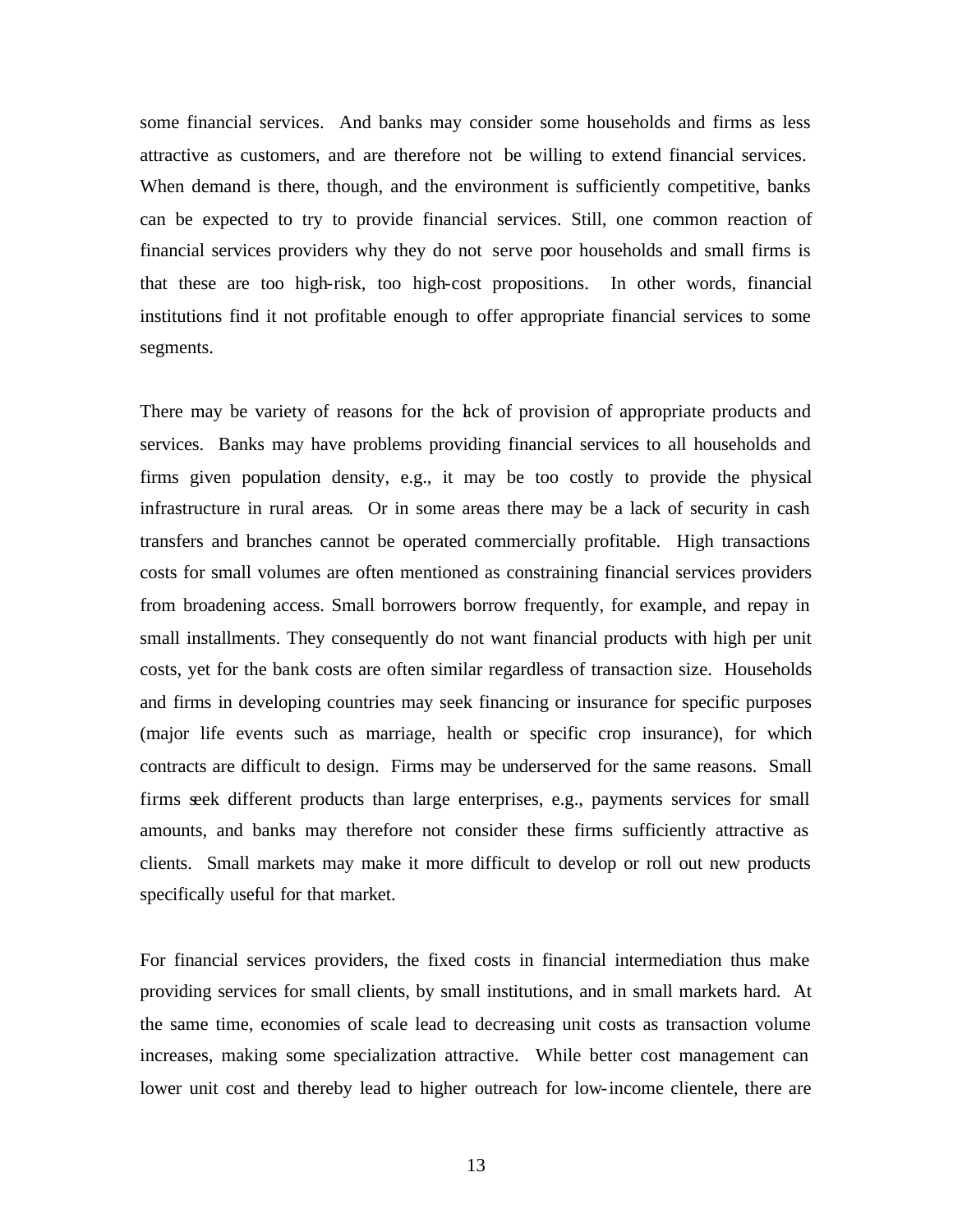some financial services. And banks may consider some households and firms as less attractive as customers, and are therefore not be willing to extend financial services. When demand is there, though, and the environment is sufficiently competitive, banks can be expected to try to provide financial services. Still, one common reaction of financial services providers why they do not serve poor households and small firms is that these are too high-risk, too high-cost propositions. In other words, financial institutions find it not profitable enough to offer appropriate financial services to some segments.

There may be variety of reasons for the lack of provision of appropriate products and services. Banks may have problems providing financial services to all households and firms given population density, e.g., it may be too costly to provide the physical infrastructure in rural areas. Or in some areas there may be a lack of security in cash transfers and branches cannot be operated commercially profitable. High transactions costs for small volumes are often mentioned as constraining financial services providers from broadening access. Small borrowers borrow frequently, for example, and repay in small installments. They consequently do not want financial products with high per unit costs, yet for the bank costs are often similar regardless of transaction size. Households and firms in developing countries may seek financing or insurance for specific purposes (major life events such as marriage, health or specific crop insurance), for which contracts are difficult to design. Firms may be underserved for the same reasons. Small firms seek different products than large enterprises, e.g., payments services for small amounts, and banks may therefore not consider these firms sufficiently attractive as clients. Small markets may make it more difficult to develop or roll out new products specifically useful for that market.

For financial services providers, the fixed costs in financial intermediation thus make providing services for small clients, by small institutions, and in small markets hard. At the same time, economies of scale lead to decreasing unit costs as transaction volume increases, making some specialization attractive. While better cost management can lower unit cost and thereby lead to higher outreach for low-income clientele, there are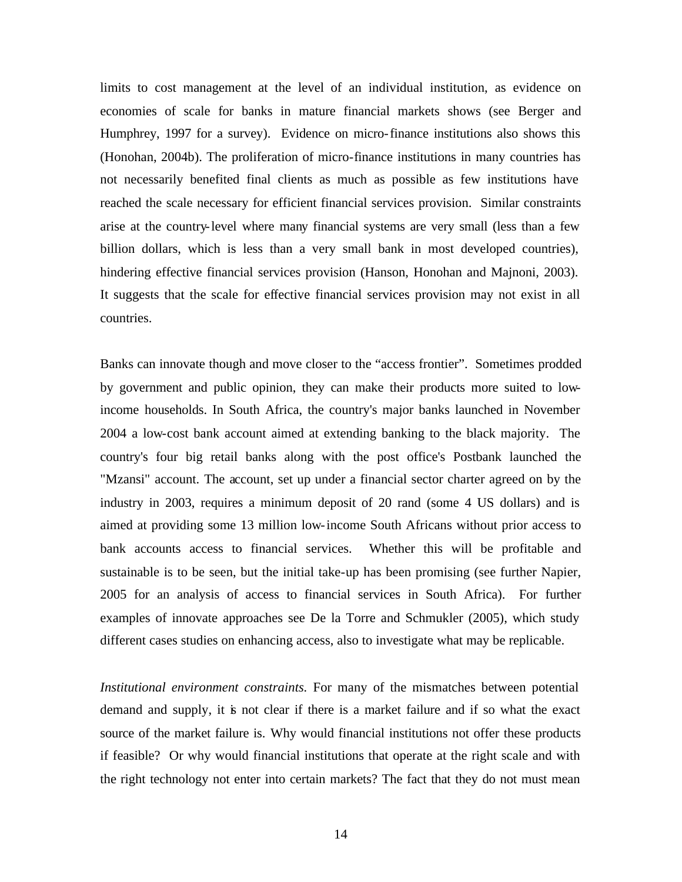limits to cost management at the level of an individual institution, as evidence on economies of scale for banks in mature financial markets shows (see Berger and Humphrey, 1997 for a survey). Evidence on micro-finance institutions also shows this (Honohan, 2004b). The proliferation of micro-finance institutions in many countries has not necessarily benefited final clients as much as possible as few institutions have reached the scale necessary for efficient financial services provision. Similar constraints arise at the country-level where many financial systems are very small (less than a few billion dollars, which is less than a very small bank in most developed countries), hindering effective financial services provision (Hanson, Honohan and Majnoni, 2003). It suggests that the scale for effective financial services provision may not exist in all countries.

Banks can innovate though and move closer to the "access frontier". Sometimes prodded by government and public opinion, they can make their products more suited to low-income households. In South Africa, the country's major banks launched in November 2004 a low-cost bank account aimed at extending banking to the black majority. The country's four big retail banks along with the post office's Postbank launched the "Mzansi" account. The account, set up under a financial sector charter agreed on by the industry in 2003, requires a minimum deposit of 20 rand (some 4 US dollars) and is aimed at providing some 13 million low-income South Africans without prior access to bank accounts access to financial services. Whether this will be profitable and sustainable is to be seen, but the initial take-up has been promising (see further Napier, 2005 for an analysis of access to financial services in South Africa). For further examples of innovate approaches see De la Torre and Schmukler (2005), which study different cases studies on enhancing access, also to investigate what may be replicable.

*Institutional environment constraints.* For many of the mismatches between potential demand and supply, it is not clear if there is a market failure and if so what the exact source of the market failure is. Why would financial institutions not offer these products if feasible? Or why would financial institutions that operate at the right scale and with the right technology not enter into certain markets? The fact that they do not must mean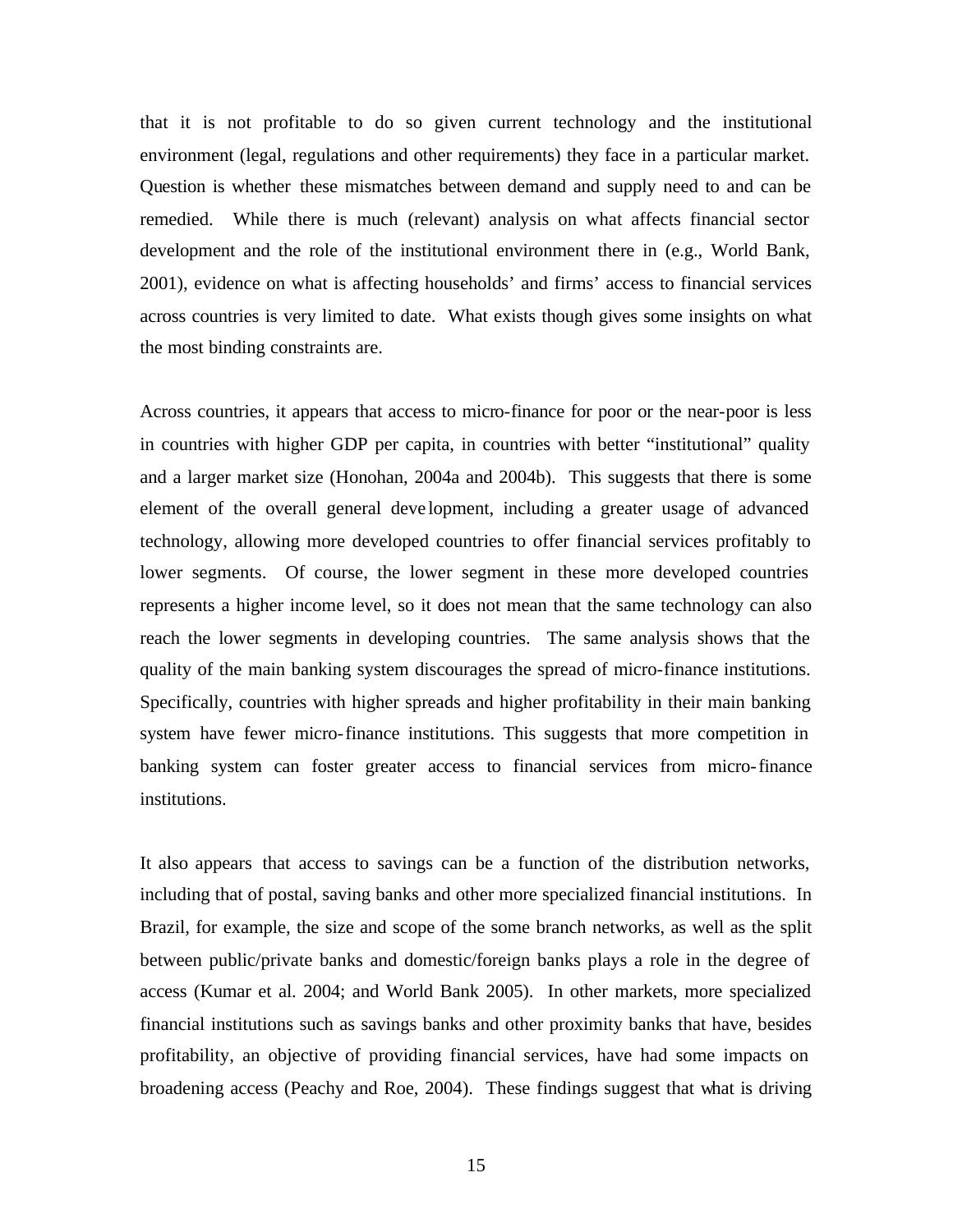that it is not profitable to do so given current technology and the institutional environment (legal, regulations and other requirements) they face in a particular market. Question is whether these mismatches between demand and supply need to and can be remedied. While there is much (relevant) analysis on what affects financial sector development and the role of the institutional environment there in (e.g., World Bank, 2001), evidence on what is affecting households' and firms' access to financial services across countries is very limited to date. What exists though gives some insights on what the most binding constraints are.

Across countries, it appears that access to micro-finance for poor or the near-poor is less in countries with higher GDP per capita, in countries with better "institutional" quality and a larger market size (Honohan, 2004a and 2004b). This suggests that there is some element of the overall general development, including a greater usage of advanced technology, allowing more developed countries to offer financial services profitably to lower segments. Of course, the lower segment in these more developed countries represents a higher income level, so it does not mean that the same technology can also reach the lower segments in developing countries. The same analysis shows that the quality of the main banking system discourages the spread of micro-finance institutions. Specifically, countries with higher spreads and higher profitability in their main banking system have fewer micro-finance institutions. This suggests that more competition in banking system can foster greater access to financial services from micro-finance institutions.

It also appears that access to savings can be a function of the distribution networks, including that of postal, saving banks and other more specialized financial institutions. In Brazil, for example, the size and scope of the some branch networks, as well as the split between public/private banks and domestic/foreign banks plays a role in the degree of access (Kumar et al. 2004; and World Bank 2005). In other markets, more specialized financial institutions such as savings banks and other proximity banks that have, besides profitability, an objective of providing financial services, have had some impacts on broadening access (Peachy and Roe, 2004). These findings suggest that what is driving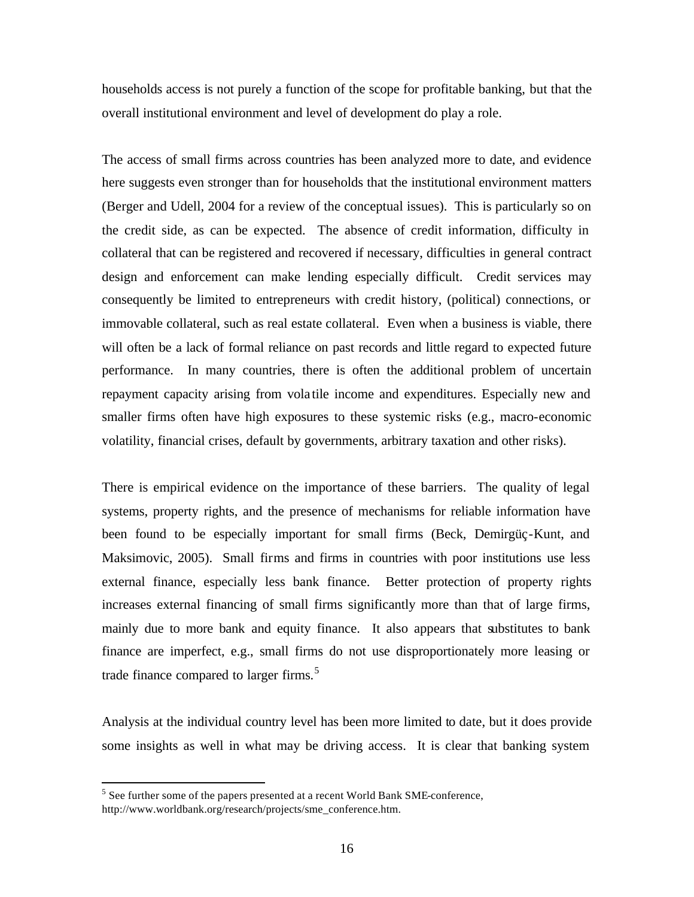households access is not purely a function of the scope for profitable banking, but that the overall institutional environment and level of development do play a role.

The access of small firms across countries has been analyzed more to date, and evidence here suggests even stronger than for households that the institutional environment matters (Berger and Udell, 2004 for a review of the conceptual issues). This is particularly so on the credit side, as can be expected. The absence of credit information, difficulty in collateral that can be registered and recovered if necessary, difficulties in general contract design and enforcement can make lending especially difficult. Credit services may consequently be limited to entrepreneurs with credit history, (political) connections, or immovable collateral, such as real estate collateral. Even when a business is viable, there will often be a lack of formal reliance on past records and little regard to expected future performance. In many countries, there is often the additional problem of uncertain repayment capacity arising from volatile income and expenditures. Especially new and smaller firms often have high exposures to these systemic risks (e.g., macro-economic volatility, financial crises, default by governments, arbitrary taxation and other risks).

There is empirical evidence on the importance of these barriers. The quality of legal systems, property rights, and the presence of mechanisms for reliable information have been found to be especially important for small firms (Beck, Demirgüç-Kunt, and Maksimovic, 2005). Small firms and firms in countries with poor institutions use less external finance, especially less bank finance. Better protection of property rights increases external financing of small firms significantly more than that of large firms, mainly due to more bank and equity finance. It also appears that substitutes to bank finance are imperfect, e.g., small firms do not use disproportionately more leasing or trade finance compared to larger firms.[5]

Analysis at the individual country level has been more limited to date, but it does provide some insights as well in what may be driving access. It is clear that banking system

[5] See further some of the papers presented at a recent World Bank SME-conference, http://www.worldbank.org/research/projects/sme_conference.htm.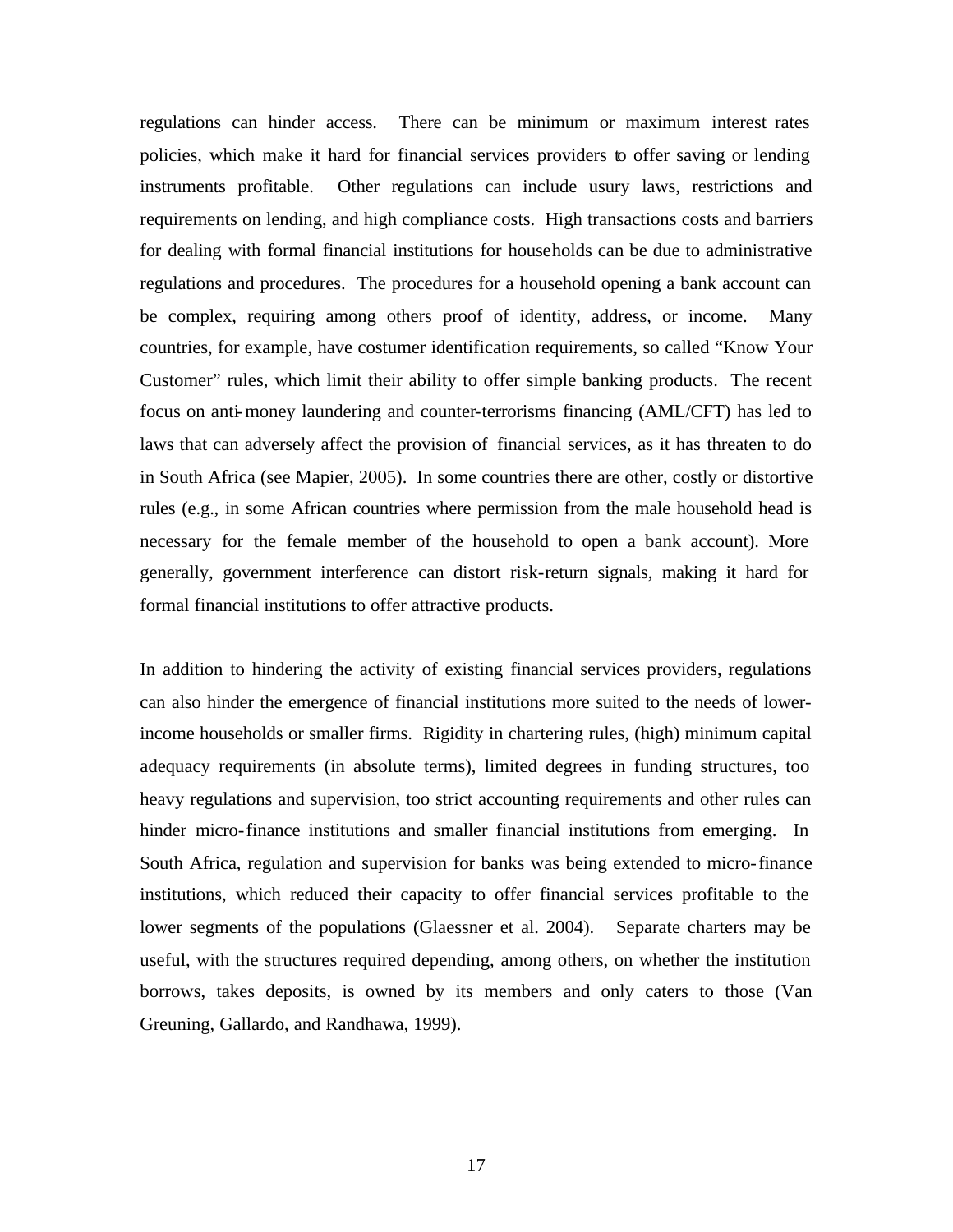regulations can hinder access. There can be minimum or maximum interest rates policies, which make it hard for financial services providers to offer saving or lending instruments profitable. Other regulations can include usury laws, restrictions and requirements on lending, and high compliance costs. High transactions costs and barriers for dealing with formal financial institutions for households can be due to administrative regulations and procedures. The procedures for a household opening a bank account can be complex, requiring among others proof of identity, address, or income. Many countries, for example, have costumer identification requirements, so called "Know Your Customer" rules, which limit their ability to offer simple banking products. The recent focus on anti-money laundering and counter-terrorisms financing (AML/CFT) has led to laws that can adversely affect the provision of financial services, as it has threaten to do in South Africa (see Mapier, 2005). In some countries there are other, costly or distortive rules (e.g., in some African countries where permission from the male household head is necessary for the female member of the household to open a bank account). More generally, government interference can distort risk-return signals, making it hard for formal financial institutions to offer attractive products.

In addition to hindering the activity of existing financial services providers, regulations can also hinder the emergence of financial institutions more suited to the needs of lower-income households or smaller firms. Rigidity in chartering rules, (high) minimum capital adequacy requirements (in absolute terms), limited degrees in funding structures, too heavy regulations and supervision, too strict accounting requirements and other rules can hinder micro-finance institutions and smaller financial institutions from emerging. In South Africa, regulation and supervision for banks was being extended to micro-finance institutions, which reduced their capacity to offer financial services profitable to the lower segments of the populations (Glaessner et al. 2004). Separate charters may be useful, with the structures required depending, among others, on whether the institution borrows, takes deposits, is owned by its members and only caters to those (Van Greuning, Gallardo, and Randhawa, 1999).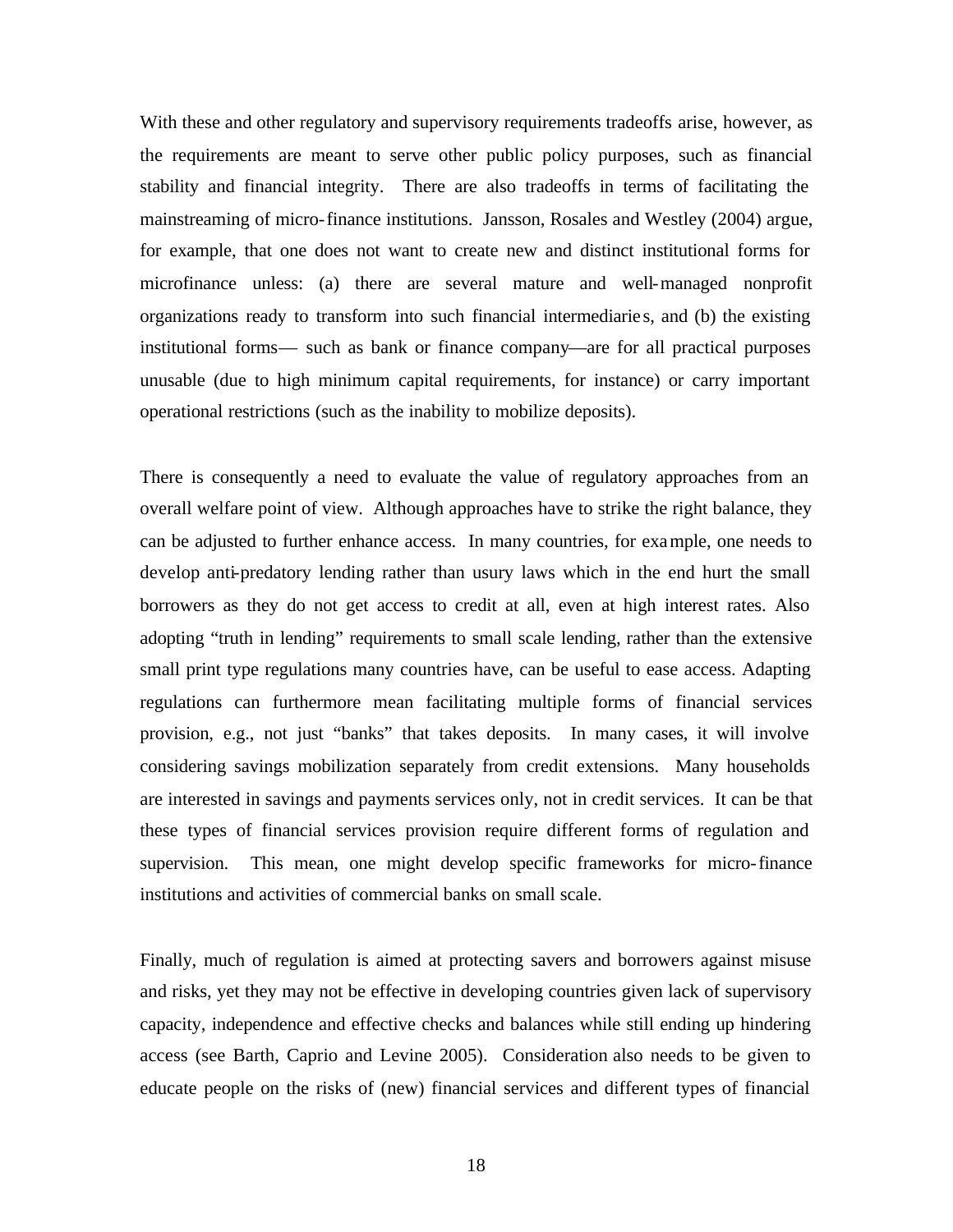With these and other regulatory and supervisory requirements tradeoffs arise, however, as the requirements are meant to serve other public policy purposes, such as financial stability and financial integrity. There are also tradeoffs in terms of facilitating the mainstreaming of micro-finance institutions. Jansson, Rosales and Westley (2004) argue, for example, that one does not want to create new and distinct institutional forms for microfinance unless: (a) there are several mature and well-managed nonprofit organizations ready to transform into such financial intermediaries, and (b) the existing institutional forms— such as bank or finance company—are for all practical purposes unusable (due to high minimum capital requirements, for instance) or carry important operational restrictions (such as the inability to mobilize deposits).

There is consequently a need to evaluate the value of regulatory approaches from an overall welfare point of view. Although approaches have to strike the right balance, they can be adjusted to further enhance access. In many countries, for example, one needs to develop anti-predatory lending rather than usury laws which in the end hurt the small borrowers as they do not get access to credit at all, even at high interest rates. Also adopting "truth in lending" requirements to small scale lending, rather than the extensive small print type regulations many countries have, can be useful to ease access. Adapting regulations can furthermore mean facilitating multiple forms of financial services provision, e.g., not just "banks" that takes deposits. In many cases, it will involve considering savings mobilization separately from credit extensions. Many households are interested in savings and payments services only, not in credit services. It can be that these types of financial services provision require different forms of regulation and supervision. This mean, one might develop specific frameworks for micro-finance institutions and activities of commercial banks on small scale.

Finally, much of regulation is aimed at protecting savers and borrowers against misuse and risks, yet they may not be effective in developing countries given lack of supervisory capacity, independence and effective checks and balances while still ending up hindering access (see Barth, Caprio and Levine 2005). Consideration also needs to be given to educate people on the risks of (new) financial services and different types of financial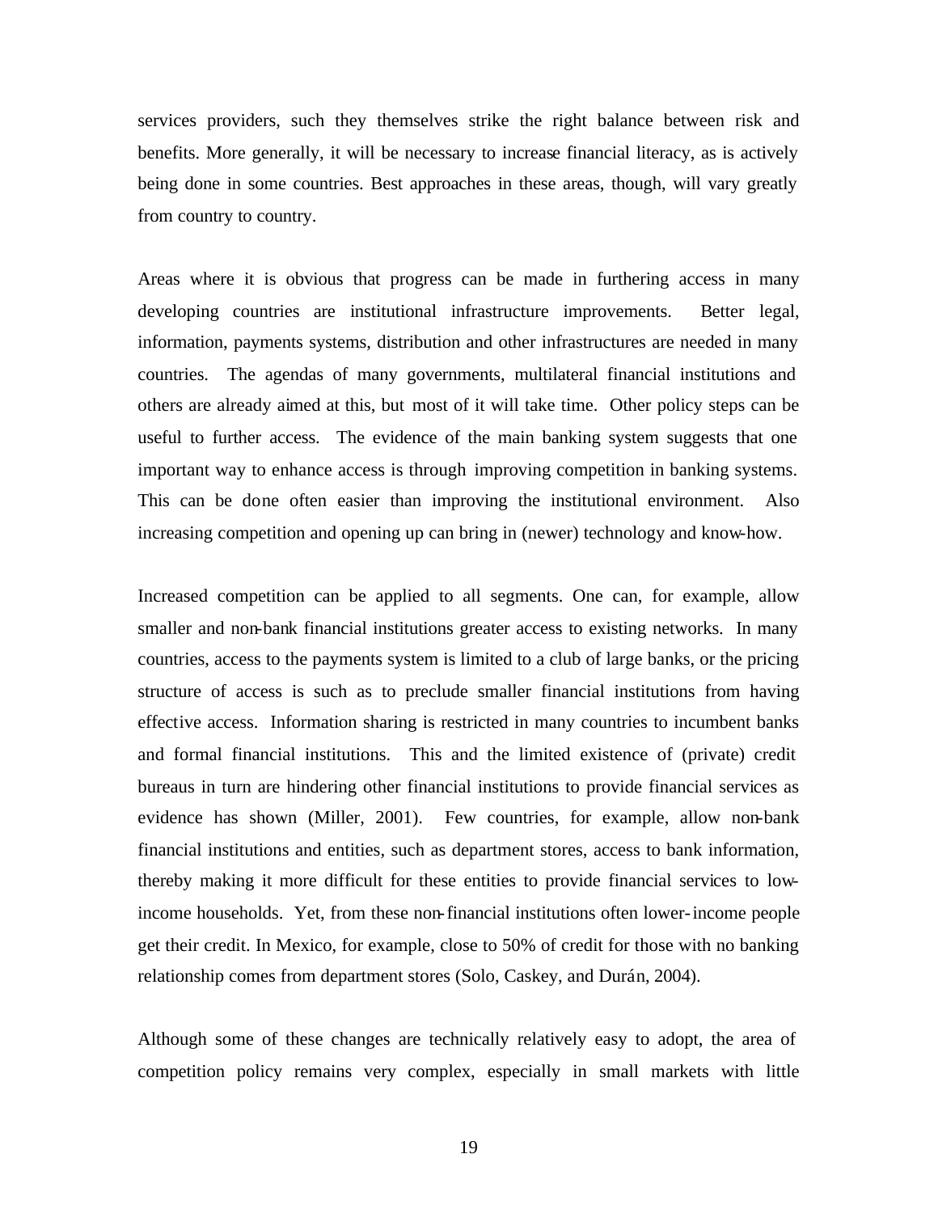services providers, such they themselves strike the right balance between risk and benefits. More generally, it will be necessary to increase financial literacy, as is actively being done in some countries. Best approaches in these areas, though, will vary greatly from country to country.

Areas where it is obvious that progress can be made in furthering access in many developing countries are institutional infrastructure improvements. Better legal, information, payments systems, distribution and other infrastructures are needed in many countries. The agendas of many governments, multilateral financial institutions and others are already aimed at this, but most of it will take time. Other policy steps can be useful to further access. The evidence of the main banking system suggests that one important way to enhance access is through improving competition in banking systems. This can be done often easier than improving the institutional environment. Also increasing competition and opening up can bring in (newer) technology and know-how.

Increased competition can be applied to all segments. One can, for example, allow smaller and non-bank financial institutions greater access to existing networks. In many countries, access to the payments system is limited to a club of large banks, or the pricing structure of access is such as to preclude smaller financial institutions from having effective access. Information sharing is restricted in many countries to incumbent banks and formal financial institutions. This and the limited existence of (private) credit bureaus in turn are hindering other financial institutions to provide financial services as evidence has shown (Miller, 2001). Few countries, for example, allow non-bank financial institutions and entities, such as department stores, access to bank information, thereby making it more difficult for these entities to provide financial services to low-income households. Yet, from these non-financial institutions often lower-income people get their credit. In Mexico, for example, close to 50% of credit for those with no banking relationship comes from department stores (Solo, Caskey, and Durán, 2004).

Although some of these changes are technically relatively easy to adopt, the area of competition policy remains very complex, especially in small markets with little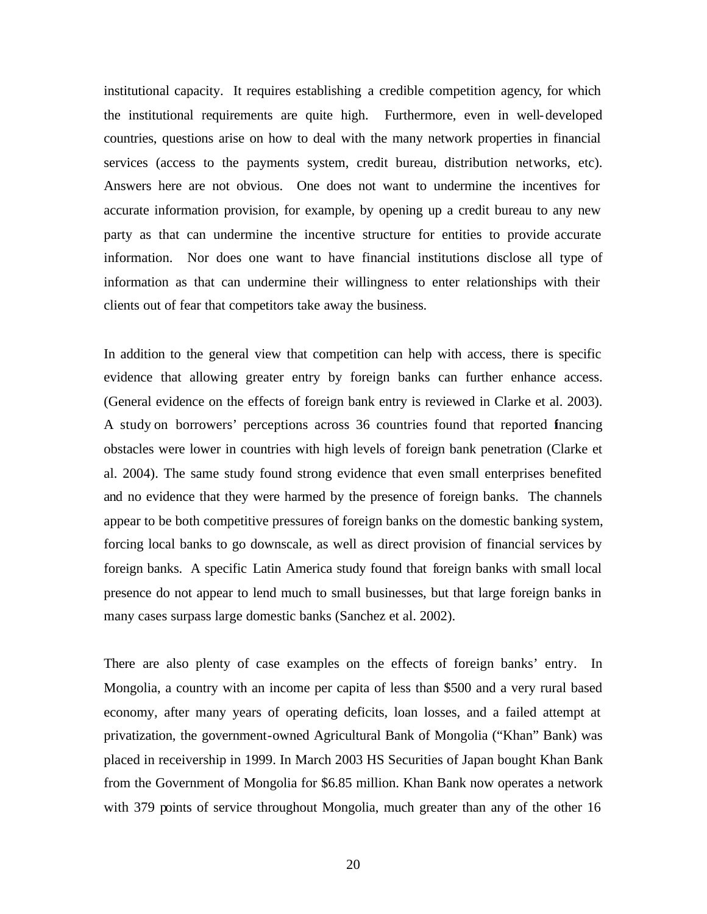institutional capacity. It requires establishing a credible competition agency, for which the institutional requirements are quite high. Furthermore, even in well-developed countries, questions arise on how to deal with the many network properties in financial services (access to the payments system, credit bureau, distribution networks, etc). Answers here are not obvious. One does not want to undermine the incentives for accurate information provision, for example, by opening up a credit bureau to any new party as that can undermine the incentive structure for entities to provide accurate information. Nor does one want to have financial institutions disclose all type of information as that can undermine their willingness to enter relationships with their clients out of fear that competitors take away the business.

In addition to the general view that competition can help with access, there is specific evidence that allowing greater entry by foreign banks can further enhance access. (General evidence on the effects of foreign bank entry is reviewed in Clarke et al. 2003). A study on borrowers' perceptions across 36 countries found that reported financing obstacles were lower in countries with high levels of foreign bank penetration (Clarke et al. 2004). The same study found strong evidence that even small enterprises benefited and no evidence that they were harmed by the presence of foreign banks. The channels appear to be both competitive pressures of foreign banks on the domestic banking system, forcing local banks to go downscale, as well as direct provision of financial services by foreign banks. A specific Latin America study found that foreign banks with small local presence do not appear to lend much to small businesses, but that large foreign banks in many cases surpass large domestic banks (Sanchez et al. 2002).

There are also plenty of case examples on the effects of foreign banks' entry. In Mongolia, a country with an income per capita of less than $500 and a very rural based economy, after many years of operating deficits, loan losses, and a failed attempt at privatization, the government-owned Agricultural Bank of Mongolia ("Khan" Bank) was placed in receivership in 1999. In March 2003 HS Securities of Japan bought Khan Bank from the Government of Mongolia for $6.85 million. Khan Bank now operates a network with 379 points of service throughout Mongolia, much greater than any of the other 16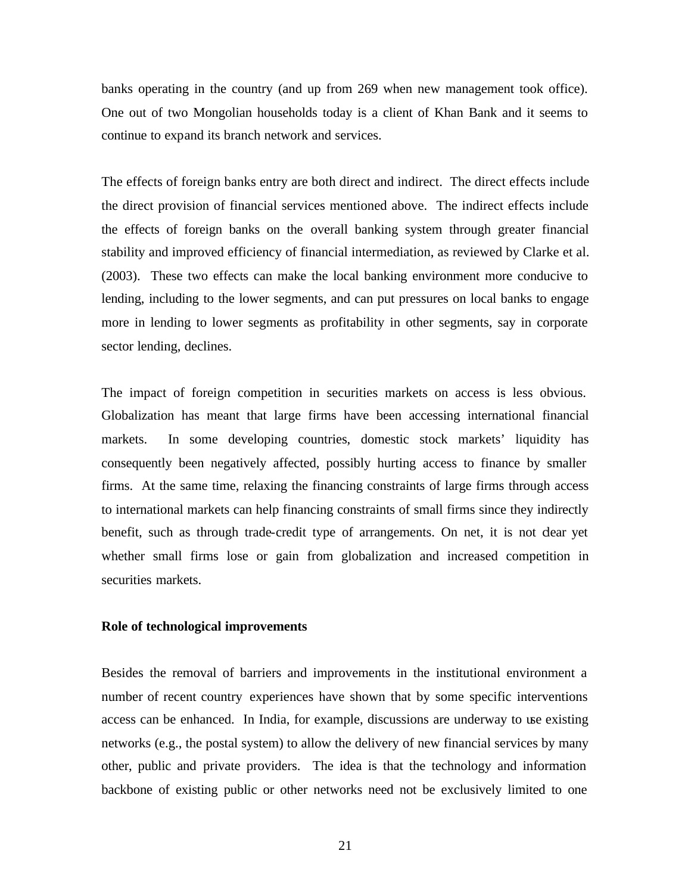banks operating in the country (and up from 269 when new management took office). One out of two Mongolian households today is a client of Khan Bank and it seems to continue to expand its branch network and services.

The effects of foreign banks entry are both direct and indirect. The direct effects include the direct provision of financial services mentioned above. The indirect effects include the effects of foreign banks on the overall banking system through greater financial stability and improved efficiency of financial intermediation, as reviewed by Clarke et al. (2003). These two effects can make the local banking environment more conducive to lending, including to the lower segments, and can put pressures on local banks to engage more in lending to lower segments as profitability in other segments, say in corporate sector lending, declines.

The impact of foreign competition in securities markets on access is less obvious. Globalization has meant that large firms have been accessing international financial markets. In some developing countries, domestic stock markets' liquidity has consequently been negatively affected, possibly hurting access to finance by smaller firms. At the same time, relaxing the financing constraints of large firms through access to international markets can help financing constraints of small firms since they indirectly benefit, such as through trade-credit type of arrangements. On net, it is not clear yet whether small firms lose or gain from globalization and increased competition in securities markets.

**Role of technological improvements**

Besides the removal of barriers and improvements in the institutional environment a number of recent country experiences have shown that by some specific interventions access can be enhanced. In India, for example, discussions are underway to use existing networks (e.g., the postal system) to allow the delivery of new financial services by many other, public and private providers. The idea is that the technology and information backbone of existing public or other networks need not be exclusively limited to one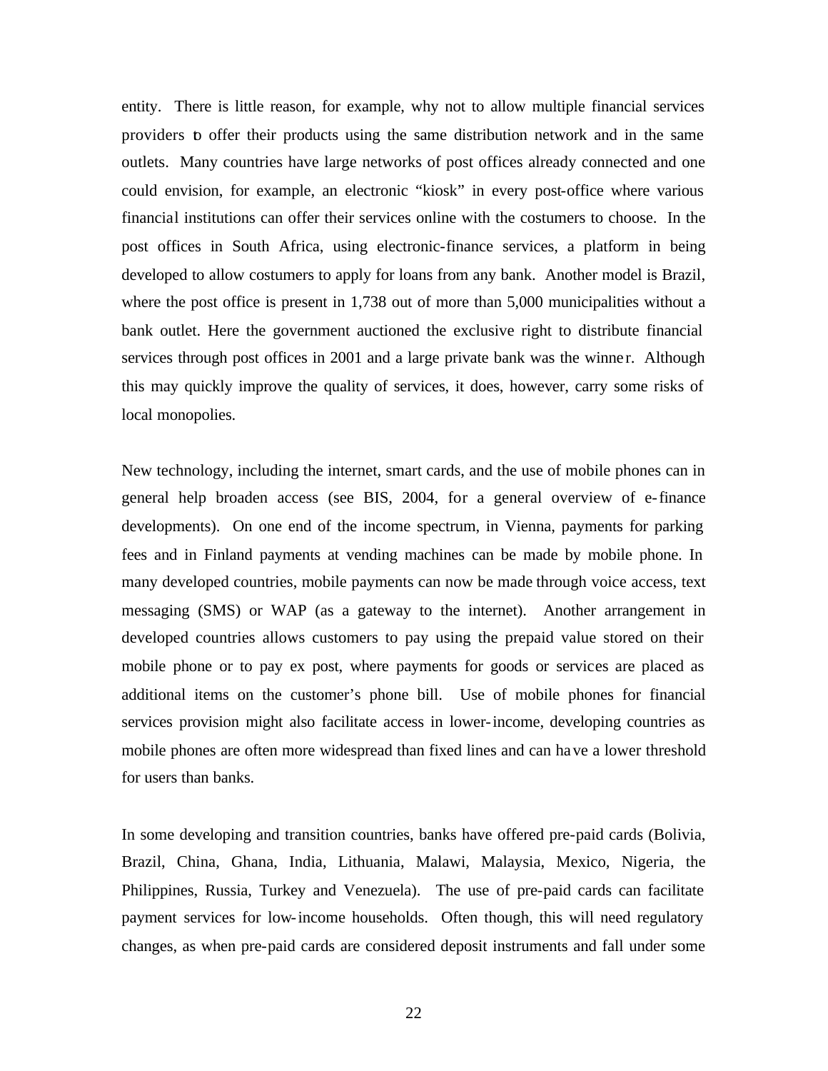entity. There is little reason, for example, why not to allow multiple financial services providers to offer their products using the same distribution network and in the same outlets. Many countries have large networks of post offices already connected and one could envision, for example, an electronic "kiosk" in every post-office where various financial institutions can offer their services online with the costumers to choose. In the post offices in South Africa, using electronic-finance services, a platform in being developed to allow costumers to apply for loans from any bank. Another model is Brazil, where the post office is present in 1,738 out of more than 5,000 municipalities without a bank outlet. Here the government auctioned the exclusive right to distribute financial services through post offices in 2001 and a large private bank was the winner. Although this may quickly improve the quality of services, it does, however, carry some risks of local monopolies.

New technology, including the internet, smart cards, and the use of mobile phones can in general help broaden access (see BIS, 2004, for a general overview of e-finance developments). On one end of the income spectrum, in Vienna, payments for parking fees and in Finland payments at vending machines can be made by mobile phone. In many developed countries, mobile payments can now be made through voice access, text messaging (SMS) or WAP (as a gateway to the internet). Another arrangement in developed countries allows customers to pay using the prepaid value stored on their mobile phone or to pay ex post, where payments for goods or services are placed as additional items on the customer's phone bill. Use of mobile phones for financial services provision might also facilitate access in lower-income, developing countries as mobile phones are often more widespread than fixed lines and can have a lower threshold for users than banks.

In some developing and transition countries, banks have offered pre-paid cards (Bolivia, Brazil, China, Ghana, India, Lithuania, Malawi, Malaysia, Mexico, Nigeria, the Philippines, Russia, Turkey and Venezuela). The use of pre-paid cards can facilitate payment services for low-income households. Often though, this will need regulatory changes, as when pre-paid cards are considered deposit instruments and fall under some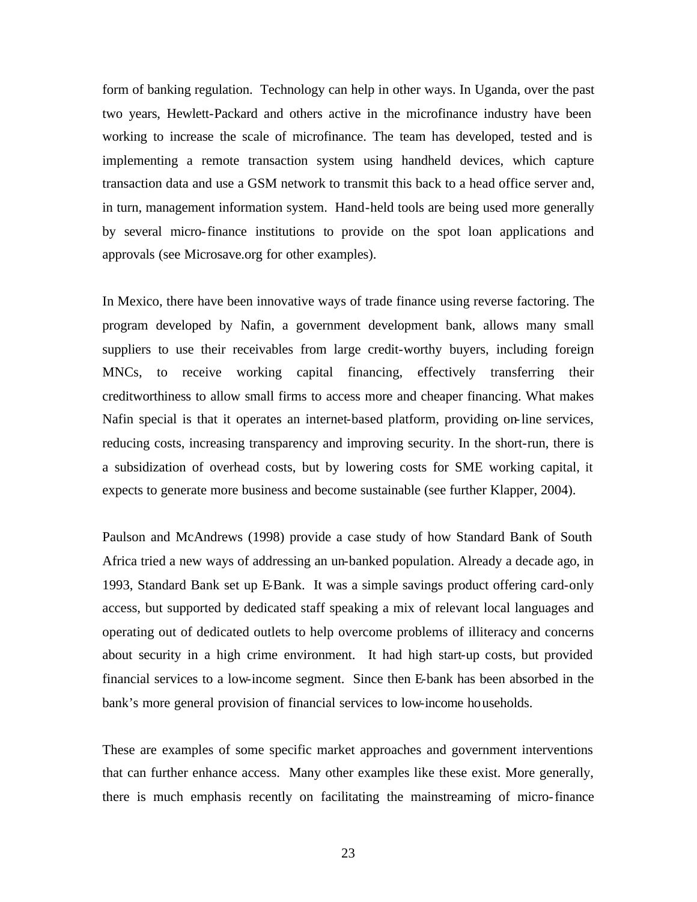form of banking regulation. Technology can help in other ways. In Uganda, over the past two years, Hewlett-Packard and others active in the microfinance industry have been working to increase the scale of microfinance. The team has developed, tested and is implementing a remote transaction system using handheld devices, which capture transaction data and use a GSM network to transmit this back to a head office server and, in turn, management information system. Hand-held tools are being used more generally by several micro-finance institutions to provide on the spot loan applications and approvals (see Microsave.org for other examples).

In Mexico, there have been innovative ways of trade finance using reverse factoring. The program developed by Nafin, a government development bank, allows many small suppliers to use their receivables from large credit-worthy buyers, including foreign MNCs, to receive working capital financing, effectively transferring their creditworthiness to allow small firms to access more and cheaper financing. What makes Nafin special is that it operates an internet-based platform, providing on-line services, reducing costs, increasing transparency and improving security. In the short-run, there is a subsidization of overhead costs, but by lowering costs for SME working capital, it expects to generate more business and become sustainable (see further Klapper, 2004).

Paulson and McAndrews (1998) provide a case study of how Standard Bank of South Africa tried a new ways of addressing an un-banked population. Already a decade ago, in 1993, Standard Bank set up E-Bank. It was a simple savings product offering card-only access, but supported by dedicated staff speaking a mix of relevant local languages and operating out of dedicated outlets to help overcome problems of illiteracy and concerns about security in a high crime environment. It had high start-up costs, but provided financial services to a low-income segment. Since then E-bank has been absorbed in the bank's more general provision of financial services to low-income households.

These are examples of some specific market approaches and government interventions that can further enhance access. Many other examples like these exist. More generally, there is much emphasis recently on facilitating the mainstreaming of micro-finance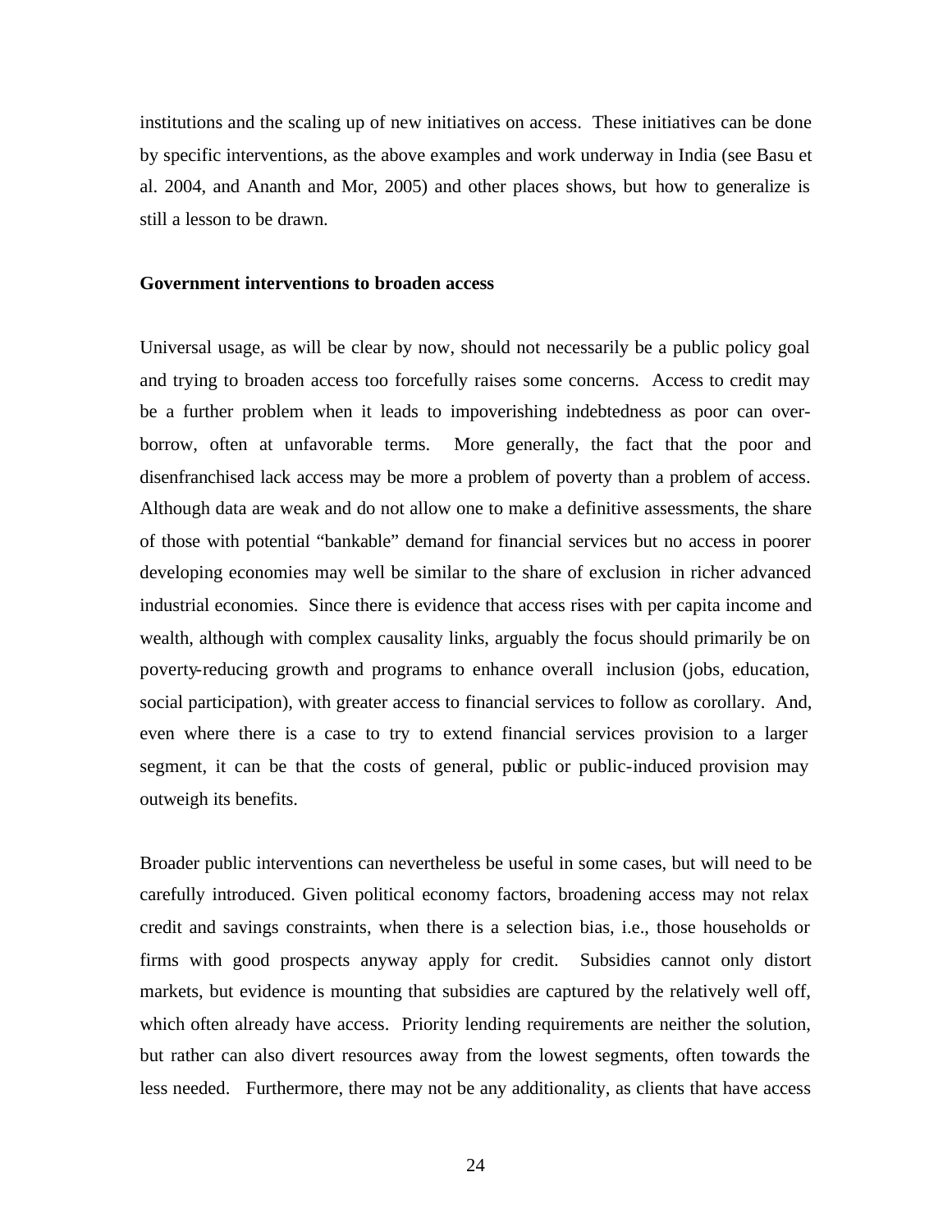institutions and the scaling up of new initiatives on access. These initiatives can be done by specific interventions, as the above examples and work underway in India (see Basu et al. 2004, and Ananth and Mor, 2005) and other places shows, but how to generalize is still a lesson to be drawn.

**Government interventions to broaden access**

Universal usage, as will be clear by now, should not necessarily be a public policy goal and trying to broaden access too forcefully raises some concerns. Access to credit may be a further problem when it leads to impoverishing indebtedness as poor can over-borrow, often at unfavorable terms. More generally, the fact that the poor and disenfranchised lack access may be more a problem of poverty than a problem of access. Although data are weak and do not allow one to make a definitive assessments, the share of those with potential "bankable" demand for financial services but no access in poorer developing economies may well be similar to the share of exclusion in richer advanced industrial economies. Since there is evidence that access rises with per capita income and wealth, although with complex causality links, arguably the focus should primarily be on poverty-reducing growth and programs to enhance overall inclusion (jobs, education, social participation), with greater access to financial services to follow as corollary. And, even where there is a case to try to extend financial services provision to a larger segment, it can be that the costs of general, public or public-induced provision may outweigh its benefits.

Broader public interventions can nevertheless be useful in some cases, but will need to be carefully introduced. Given political economy factors, broadening access may not relax credit and savings constraints, when there is a selection bias, i.e., those households or firms with good prospects anyway apply for credit. Subsidies cannot only distort markets, but evidence is mounting that subsidies are captured by the relatively well off, which often already have access. Priority lending requirements are neither the solution, but rather can also divert resources away from the lowest segments, often towards the less needed. Furthermore, there may not be any additionality, as clients that have access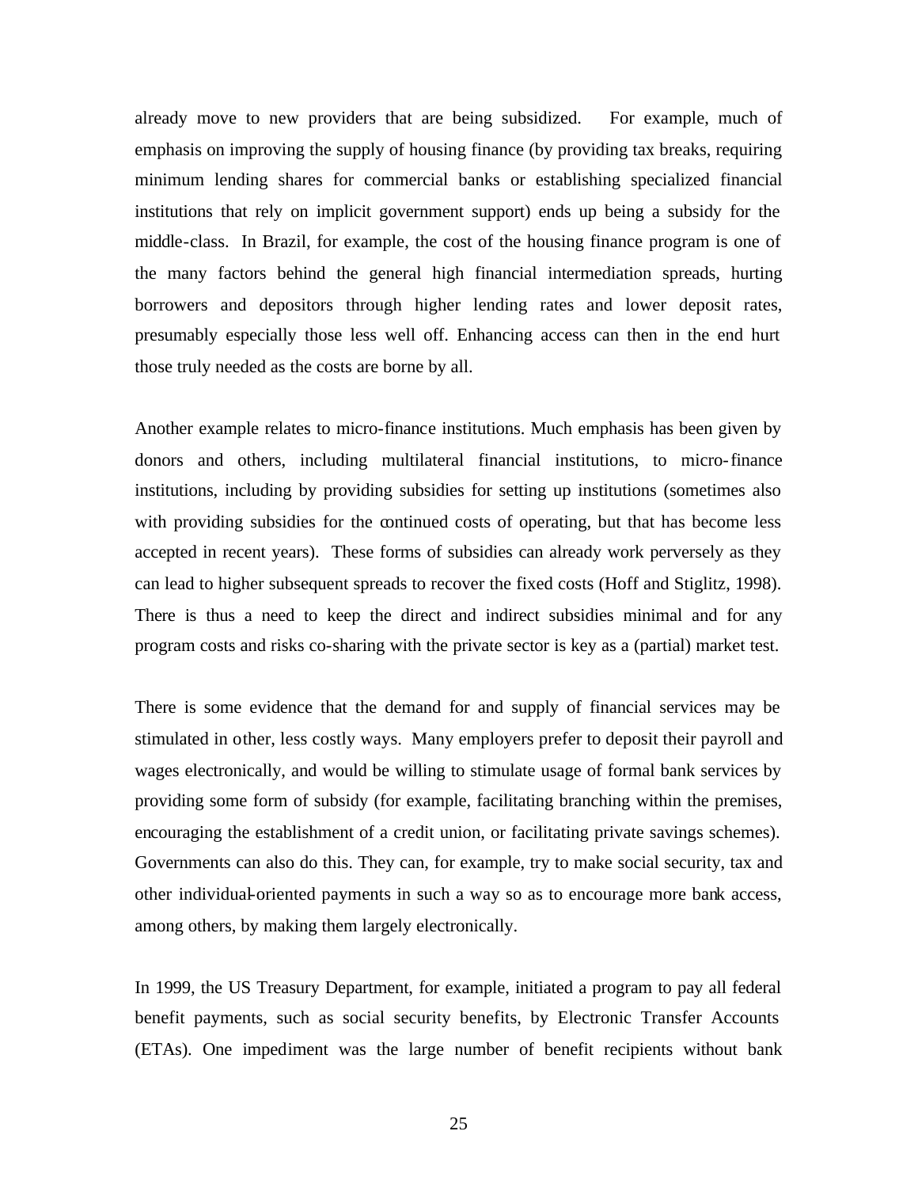already move to new providers that are being subsidized. For example, much of emphasis on improving the supply of housing finance (by providing tax breaks, requiring minimum lending shares for commercial banks or establishing specialized financial institutions that rely on implicit government support) ends up being a subsidy for the middle-class. In Brazil, for example, the cost of the housing finance program is one of the many factors behind the general high financial intermediation spreads, hurting borrowers and depositors through higher lending rates and lower deposit rates, presumably especially those less well off. Enhancing access can then in the end hurt those truly needed as the costs are borne by all.

Another example relates to micro-finance institutions. Much emphasis has been given by donors and others, including multilateral financial institutions, to micro-finance institutions, including by providing subsidies for setting up institutions (sometimes also with providing subsidies for the continued costs of operating, but that has become less accepted in recent years). These forms of subsidies can already work perversely as they can lead to higher subsequent spreads to recover the fixed costs (Hoff and Stiglitz, 1998). There is thus a need to keep the direct and indirect subsidies minimal and for any program costs and risks co-sharing with the private sector is key as a (partial) market test.

There is some evidence that the demand for and supply of financial services may be stimulated in other, less costly ways. Many employers prefer to deposit their payroll and wages electronically, and would be willing to stimulate usage of formal bank services by providing some form of subsidy (for example, facilitating branching within the premises, encouraging the establishment of a credit union, or facilitating private savings schemes). Governments can also do this. They can, for example, try to make social security, tax and other individual-oriented payments in such a way so as to encourage more bank access, among others, by making them largely electronically.

In 1999, the US Treasury Department, for example, initiated a program to pay all federal benefit payments, such as social security benefits, by Electronic Transfer Accounts (ETAs). One impediment was the large number of benefit recipients without bank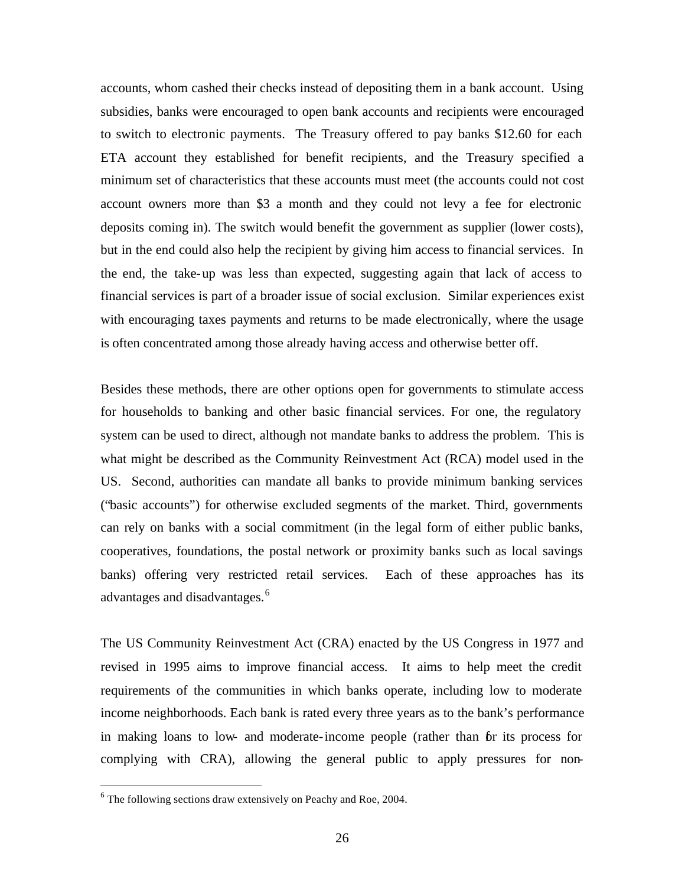accounts, whom cashed their checks instead of depositing them in a bank account. Using subsidies, banks were encouraged to open bank accounts and recipients were encouraged to switch to electronic payments. The Treasury offered to pay banks $12.60 for each ETA account they established for benefit recipients, and the Treasury specified a minimum set of characteristics that these accounts must meet (the accounts could not cost account owners more than $3 a month and they could not levy a fee for electronic deposits coming in). The switch would benefit the government as supplier (lower costs), but in the end could also help the recipient by giving him access to financial services. In the end, the take-up was less than expected, suggesting again that lack of access to financial services is part of a broader issue of social exclusion. Similar experiences exist with encouraging taxes payments and returns to be made electronically, where the usage is often concentrated among those already having access and otherwise better off.

Besides these methods, there are other options open for governments to stimulate access for households to banking and other basic financial services. For one, the regulatory system can be used to direct, although not mandate banks to address the problem. This is what might be described as the Community Reinvestment Act (RCA) model used in the US. Second, authorities can mandate all banks to provide minimum banking services ("basic accounts") for otherwise excluded segments of the market. Third, governments can rely on banks with a social commitment (in the legal form of either public banks, cooperatives, foundations, the postal network or proximity banks such as local savings banks) offering very restricted retail services. Each of these approaches has its advantages and disadvantages.[6]

The US Community Reinvestment Act (CRA) enacted by the US Congress in 1977 and revised in 1995 aims to improve financial access. It aims to help meet the credit requirements of the communities in which banks operate, including low to moderate income neighborhoods. Each bank is rated every three years as to the bank's performance in making loans to low- and moderate-income people (rather than for its process for complying with CRA), allowing the general public to apply pressures for non-

[6] The following sections draw extensively on Peachy and Roe, 2004.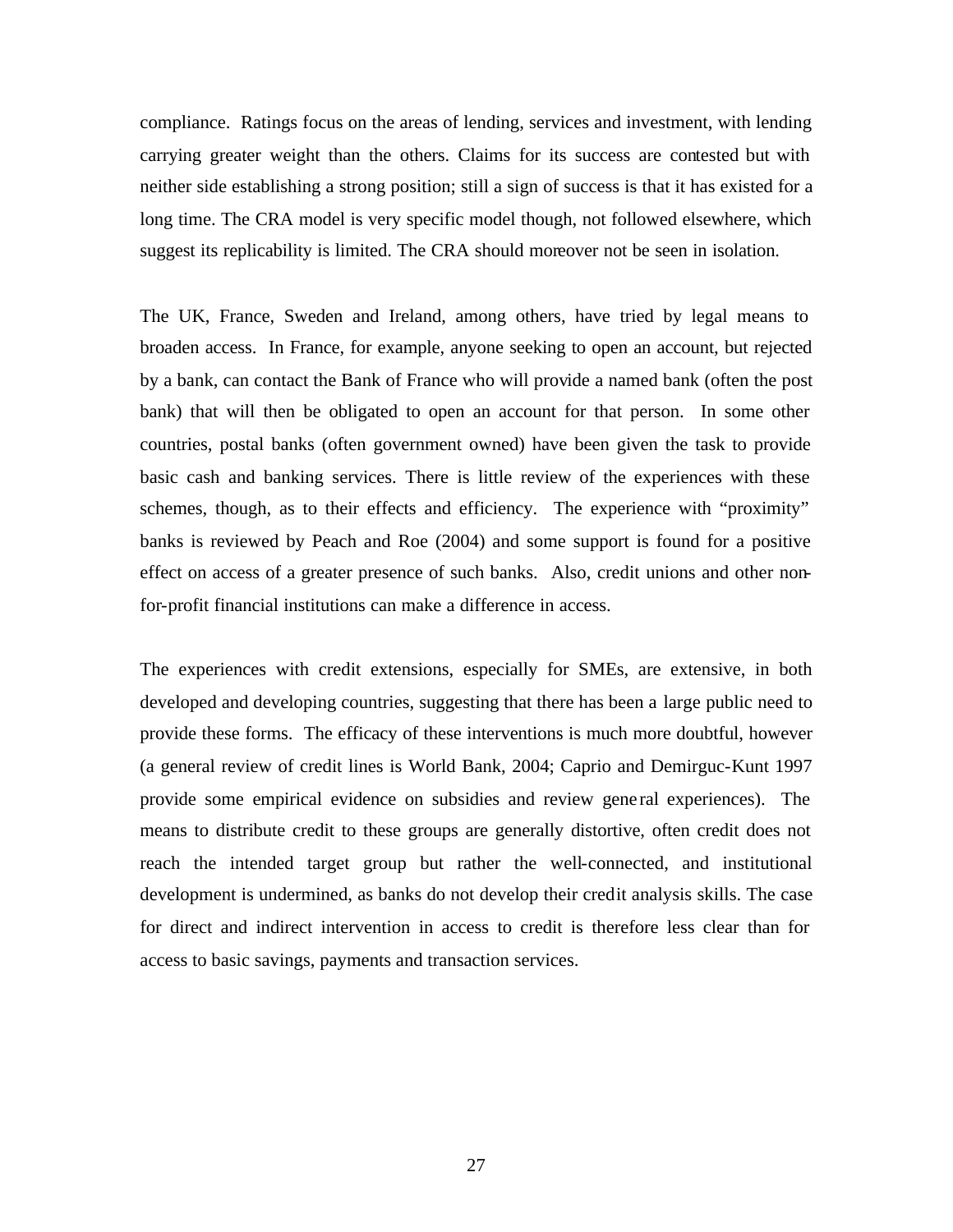compliance. Ratings focus on the areas of lending, services and investment, with lending carrying greater weight than the others. Claims for its success are contested but with neither side establishing a strong position; still a sign of success is that it has existed for a long time. The CRA model is very specific model though, not followed elsewhere, which suggest its replicability is limited. The CRA should moreover not be seen in isolation.

The UK, France, Sweden and Ireland, among others, have tried by legal means to broaden access. In France, for example, anyone seeking to open an account, but rejected by a bank, can contact the Bank of France who will provide a named bank (often the post bank) that will then be obligated to open an account for that person. In some other countries, postal banks (often government owned) have been given the task to provide basic cash and banking services. There is little review of the experiences with these schemes, though, as to their effects and efficiency. The experience with "proximity" banks is reviewed by Peach and Roe (2004) and some support is found for a positive effect on access of a greater presence of such banks. Also, credit unions and other non-for-profit financial institutions can make a difference in access.

The experiences with credit extensions, especially for SMEs, are extensive, in both developed and developing countries, suggesting that there has been a large public need to provide these forms. The efficacy of these interventions is much more doubtful, however (a general review of credit lines is World Bank, 2004; Caprio and Demirguc-Kunt 1997 provide some empirical evidence on subsidies and review general experiences). The means to distribute credit to these groups are generally distortive, often credit does not reach the intended target group but rather the well-connected, and institutional development is undermined, as banks do not develop their credit analysis skills. The case for direct and indirect intervention in access to credit is therefore less clear than for access to basic savings, payments and transaction services.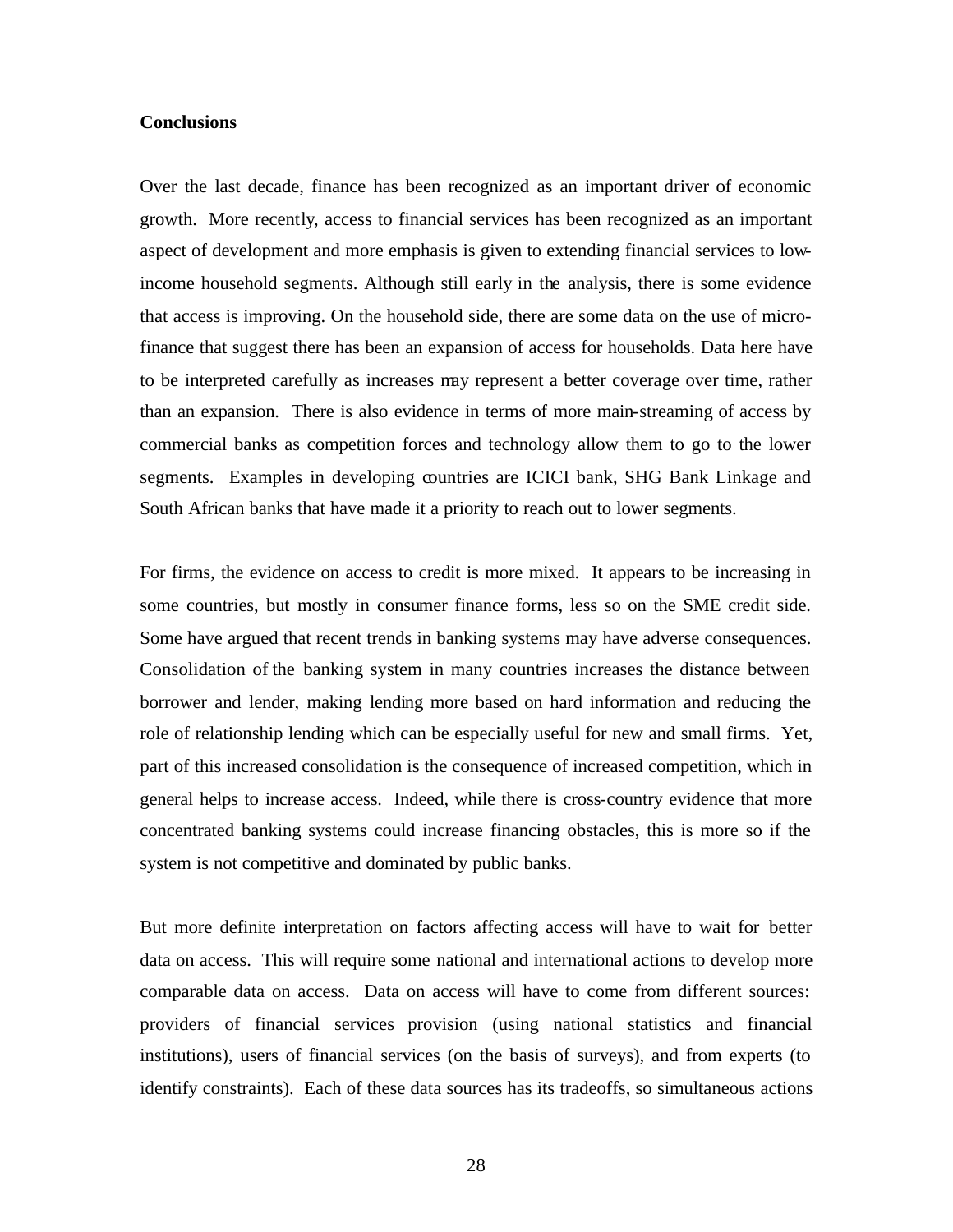**Conclusions**

Over the last decade, finance has been recognized as an important driver of economic growth. More recently, access to financial services has been recognized as an important aspect of development and more emphasis is given to extending financial services to low-income household segments. Although still early in the analysis, there is some evidence that access is improving. On the household side, there are some data on the use of micro-finance that suggest there has been an expansion of access for households. Data here have to be interpreted carefully as increases may represent a better coverage over time, rather than an expansion. There is also evidence in terms of more main-streaming of access by commercial banks as competition forces and technology allow them to go to the lower segments. Examples in developing countries are ICICI bank, SHG Bank Linkage and South African banks that have made it a priority to reach out to lower segments.

For firms, the evidence on access to credit is more mixed. It appears to be increasing in some countries, but mostly in consumer finance forms, less so on the SME credit side. Some have argued that recent trends in banking systems may have adverse consequences. Consolidation of the banking system in many countries increases the distance between borrower and lender, making lending more based on hard information and reducing the role of relationship lending which can be especially useful for new and small firms. Yet, part of this increased consolidation is the consequence of increased competition, which in general helps to increase access. Indeed, while there is cross-country evidence that more concentrated banking systems could increase financing obstacles, this is more so if the system is not competitive and dominated by public banks.

But more definite interpretation on factors affecting access will have to wait for better data on access. This will require some national and international actions to develop more comparable data on access. Data on access will have to come from different sources: providers of financial services provision (using national statistics and financial institutions), users of financial services (on the basis of surveys), and from experts (to identify constraints). Each of these data sources has its tradeoffs, so simultaneous actions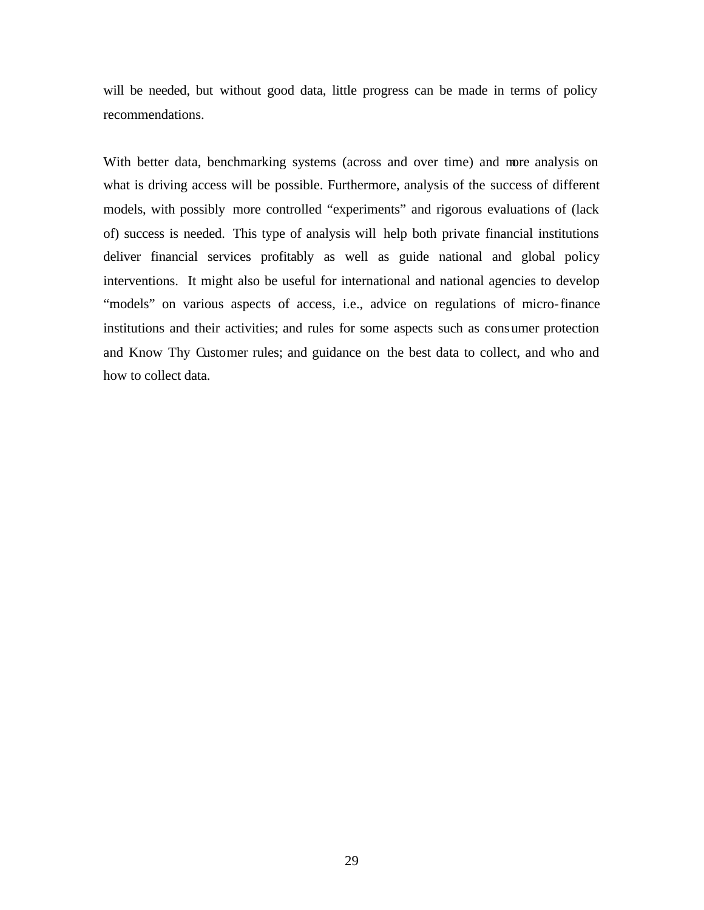will be needed, but without good data, little progress can be made in terms of policy recommendations.

With better data, benchmarking systems (across and over time) and more analysis on what is driving access will be possible. Furthermore, analysis of the success of different models, with possibly more controlled "experiments" and rigorous evaluations of (lack of) success is needed. This type of analysis will help both private financial institutions deliver financial services profitably as well as guide national and global policy interventions. It might also be useful for international and national agencies to develop "models" on various aspects of access, i.e., advice on regulations of micro-finance institutions and their activities; and rules for some aspects such as consumer protection and Know Thy Customer rules; and guidance on the best data to collect, and who and how to collect data.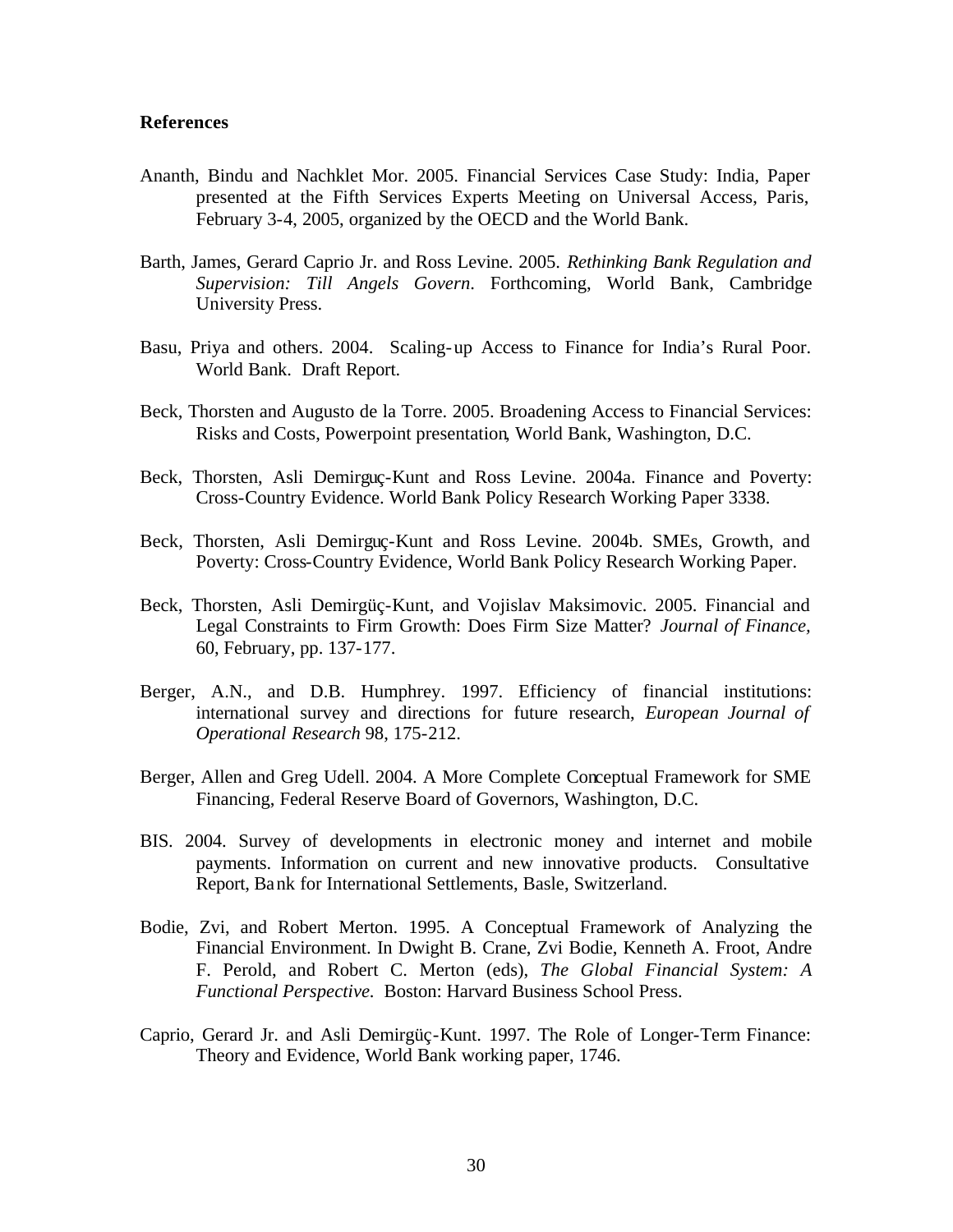**References**

Ananth, Bindu and Nachklet Mor. 2005. Financial Services Case Study: India, Paper presented at the Fifth Services Experts Meeting on Universal Access, Paris, February 3-4, 2005, organized by the OECD and the World Bank.

Barth, James, Gerard Caprio Jr. and Ross Levine. 2005. *Rethinking Bank Regulation and Supervision: Till Angels Govern*. Forthcoming, World Bank, Cambridge University Press.

Basu, Priya and others. 2004. Scaling-up Access to Finance for India's Rural Poor. World Bank. Draft Report.

Beck, Thorsten and Augusto de la Torre. 2005. Broadening Access to Financial Services: Risks and Costs, Powerpoint presentation, World Bank, Washington, D.C.

Beck, Thorsten, Asli Demirguç-Kunt and Ross Levine. 2004a. Finance and Poverty: Cross-Country Evidence. World Bank Policy Research Working Paper 3338.

Beck, Thorsten, Asli Demirguç-Kunt and Ross Levine. 2004b. SMEs, Growth, and Poverty: Cross-Country Evidence, World Bank Policy Research Working Paper.

Beck, Thorsten, Asli Demirgüç-Kunt, and Vojislav Maksimovic. 2005. Financial and Legal Constraints to Firm Growth: Does Firm Size Matter? *Journal of Finance*, 60, February, pp. 137-177.

Berger, A.N., and D.B. Humphrey. 1997. Efficiency of financial institutions: international survey and directions for future research, *European Journal of Operational Research* 98, 175-212.

Berger, Allen and Greg Udell. 2004. A More Complete Conceptual Framework for SME Financing, Federal Reserve Board of Governors, Washington, D.C.

BIS. 2004. Survey of developments in electronic money and internet and mobile payments. Information on current and new innovative products. Consultative Report, Bank for International Settlements, Basle, Switzerland.

Bodie, Zvi, and Robert Merton. 1995. A Conceptual Framework of Analyzing the Financial Environment. In Dwight B. Crane, Zvi Bodie, Kenneth A. Froot, Andre F. Perold, and Robert C. Merton (eds), *The Global Financial System: A Functional Perspective.* Boston: Harvard Business School Press.

Caprio, Gerard Jr. and Asli Demirgüç-Kunt. 1997. The Role of Longer-Term Finance: Theory and Evidence, World Bank working paper, 1746.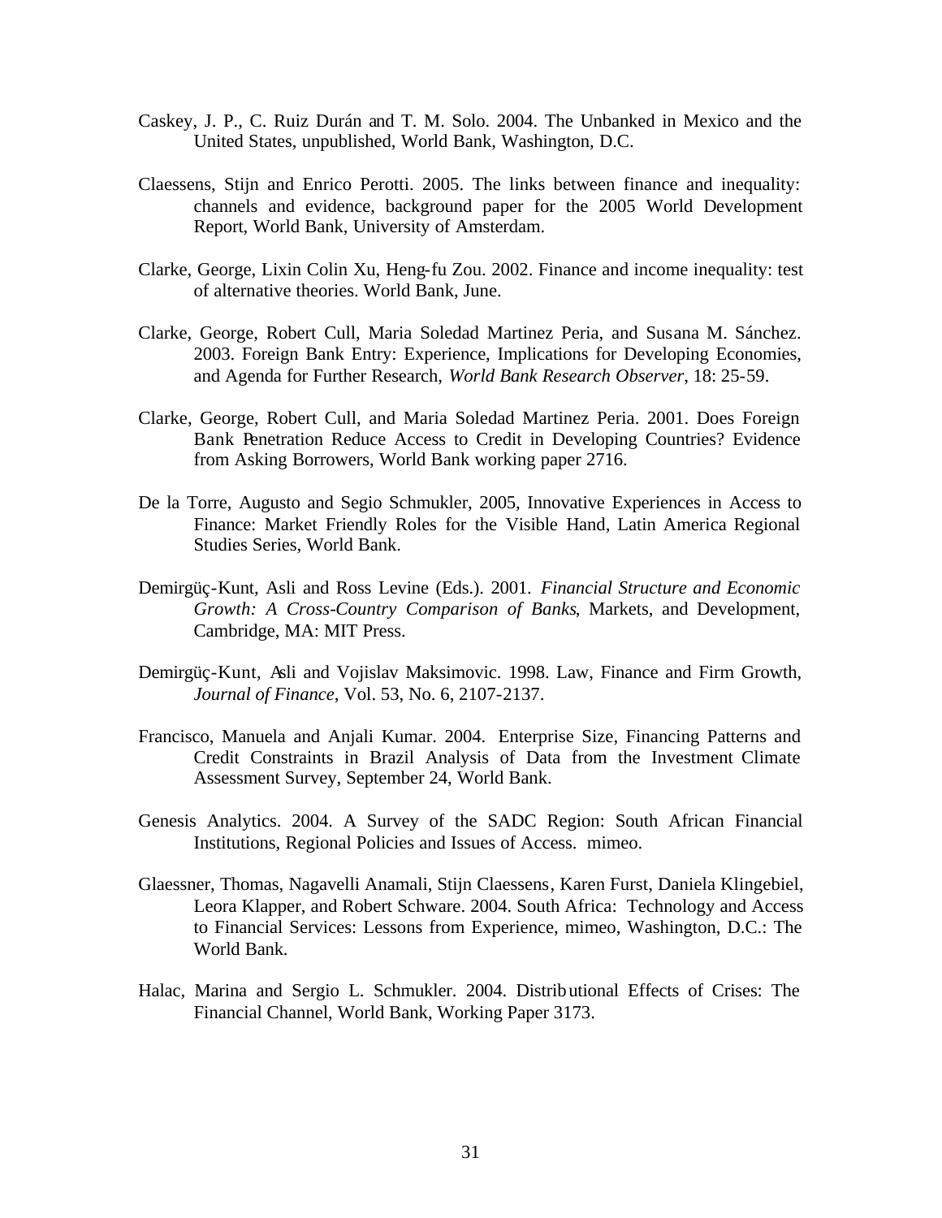Caskey, J. P., C. Ruiz Durán and T. M. Solo. 2004. The Unbanked in Mexico and the United States, unpublished, World Bank, Washington, D.C.

Claessens, Stijn and Enrico Perotti. 2005. The links between finance and inequality: channels and evidence, background paper for the 2005 World Development Report, World Bank, University of Amsterdam.

Clarke, George, Lixin Colin Xu, Heng-fu Zou. 2002. Finance and income inequality: test of alternative theories. World Bank, June.

Clarke, George, Robert Cull, Maria Soledad Martinez Peria, and Susana M. Sánchez. 2003. Foreign Bank Entry: Experience, Implications for Developing Economies, and Agenda for Further Research, *World Bank Research Observer*, 18: 25-59.

Clarke, George, Robert Cull, and Maria Soledad Martinez Peria. 2001. Does Foreign Bank Penetration Reduce Access to Credit in Developing Countries? Evidence from Asking Borrowers, World Bank working paper 2716.

De la Torre, Augusto and Segio Schmukler, 2005, Innovative Experiences in Access to Finance: Market Friendly Roles for the Visible Hand, Latin America Regional Studies Series, World Bank.

Demirgüç-Kunt, Asli and Ross Levine (Eds.). 2001. *Financial Structure and Economic Growth: A Cross-Country Comparison of Banks*, Markets, and Development, Cambridge, MA: MIT Press.

Demirgüç-Kunt, Asli and Vojislav Maksimovic. 1998. Law, Finance and Firm Growth, *Journal of Finance*, Vol. 53, No. 6, 2107-2137.

Francisco, Manuela and Anjali Kumar. 2004. Enterprise Size, Financing Patterns and Credit Constraints in Brazil Analysis of Data from the Investment Climate Assessment Survey, September 24, World Bank.

Genesis Analytics. 2004. A Survey of the SADC Region: South African Financial Institutions, Regional Policies and Issues of Access. mimeo.

Glaessner, Thomas, Nagavelli Anamali, Stijn Claessens, Karen Furst, Daniela Klingebiel, Leora Klapper, and Robert Schware. 2004. South Africa: Technology and Access to Financial Services: Lessons from Experience, mimeo, Washington, D.C.: The World Bank.

Halac, Marina and Sergio L. Schmukler. 2004. Distributional Effects of Crises: The Financial Channel, World Bank, Working Paper 3173.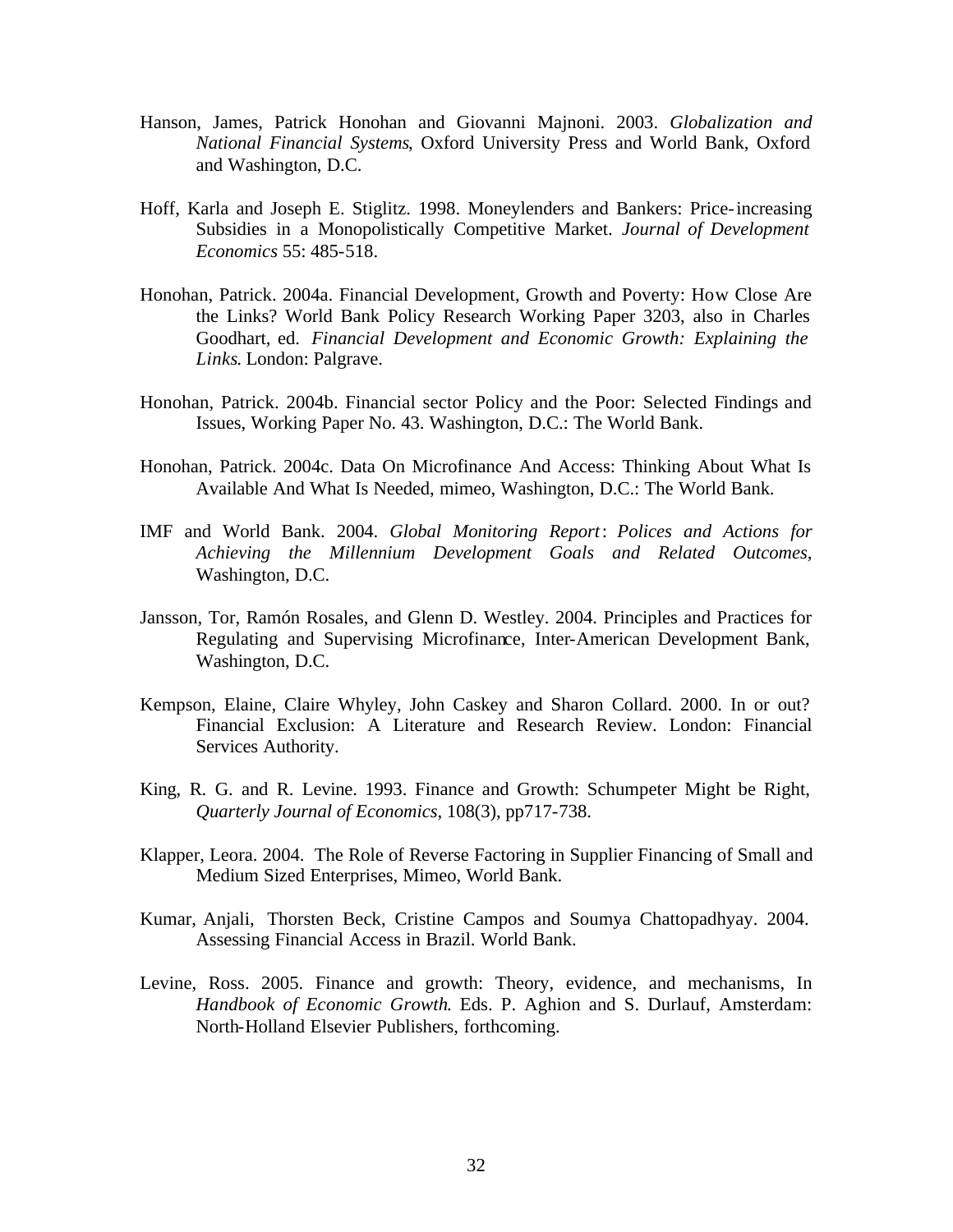Hanson, James, Patrick Honohan and Giovanni Majnoni. 2003. *Globalization and National Financial Systems*, Oxford University Press and World Bank, Oxford and Washington, D.C.

Hoff, Karla and Joseph E. Stiglitz. 1998. Moneylenders and Bankers: Price-increasing Subsidies in a Monopolistically Competitive Market. *Journal of Development Economics* 55: 485-518.

Honohan, Patrick. 2004a. Financial Development, Growth and Poverty: How Close Are the Links? World Bank Policy Research Working Paper 3203, also in Charles Goodhart, ed. *Financial Development and Economic Growth: Explaining the Links*. London: Palgrave.

Honohan, Patrick. 2004b. Financial sector Policy and the Poor: Selected Findings and Issues, Working Paper No. 43. Washington, D.C.: The World Bank.

Honohan, Patrick. 2004c. Data On Microfinance And Access: Thinking About What Is Available And What Is Needed, mimeo, Washington, D.C.: The World Bank.

IMF and World Bank. 2004. *Global Monitoring Report*: *Polices and Actions for Achieving the Millennium Development Goals and Related Outcomes*, Washington, D.C.

Jansson, Tor, Ramón Rosales, and Glenn D. Westley. 2004. Principles and Practices for Regulating and Supervising Microfinance, Inter-American Development Bank, Washington, D.C.

Kempson, Elaine, Claire Whyley, John Caskey and Sharon Collard. 2000. In or out? Financial Exclusion: A Literature and Research Review. London: Financial Services Authority.

King, R. G. and R. Levine. 1993. Finance and Growth: Schumpeter Might be Right, *Quarterly Journal of Economics*, 108(3), pp717-738.

Klapper, Leora. 2004. The Role of Reverse Factoring in Supplier Financing of Small and Medium Sized Enterprises, Mimeo, World Bank.

Kumar, Anjali, Thorsten Beck, Cristine Campos and Soumya Chattopadhyay. 2004. Assessing Financial Access in Brazil. World Bank.

Levine, Ross. 2005. Finance and growth: Theory, evidence, and mechanisms, In *Handbook of Economic Growth*. Eds. P. Aghion and S. Durlauf, Amsterdam: North-Holland Elsevier Publishers, forthcoming.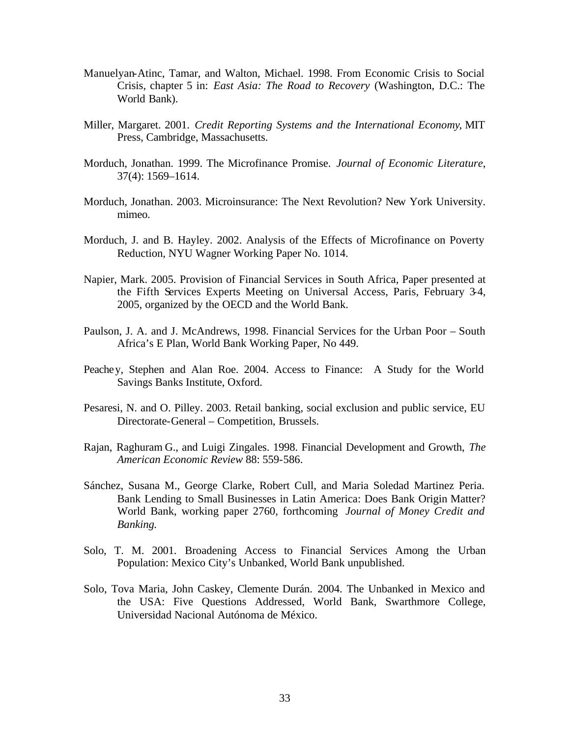Manuelyan-Atinc, Tamar, and Walton, Michael. 1998. From Economic Crisis to Social Crisis, chapter 5 in: *East Asia: The Road to Recovery* (Washington, D.C.: The World Bank).

Miller, Margaret. 2001. *Credit Reporting Systems and the International Economy*, MIT Press, Cambridge, Massachusetts.

Morduch, Jonathan. 1999. The Microfinance Promise. *Journal of Economic Literature*, 37(4): 1569–1614.

Morduch, Jonathan. 2003. Microinsurance: The Next Revolution? New York University. mimeo.

Morduch, J. and B. Hayley. 2002. Analysis of the Effects of Microfinance on Poverty Reduction, NYU Wagner Working Paper No. 1014.

Napier, Mark. 2005. Provision of Financial Services in South Africa, Paper presented at the Fifth Services Experts Meeting on Universal Access, Paris, February 3-4, 2005, organized by the OECD and the World Bank.

Paulson, J. A. and J. McAndrews, 1998. Financial Services for the Urban Poor – South Africa's E Plan, World Bank Working Paper, No 449.

Peachey, Stephen and Alan Roe. 2004. Access to Finance: A Study for the World Savings Banks Institute, Oxford.

Pesaresi, N. and O. Pilley. 2003. Retail banking, social exclusion and public service, EU Directorate-General – Competition, Brussels.

Rajan, Raghuram G., and Luigi Zingales. 1998. Financial Development and Growth, *The American Economic Review* 88: 559-586.

Sánchez, Susana M., George Clarke, Robert Cull, and Maria Soledad Martinez Peria. Bank Lending to Small Businesses in Latin America: Does Bank Origin Matter? World Bank, working paper 2760, forthcoming *Journal of Money Credit and Banking.*

Solo, T. M. 2001. Broadening Access to Financial Services Among the Urban Population: Mexico City's Unbanked, World Bank unpublished.

Solo, Tova Maria, John Caskey, Clemente Durán. 2004. The Unbanked in Mexico and the USA: Five Questions Addressed, World Bank, Swarthmore College, Universidad Nacional Autónoma de México.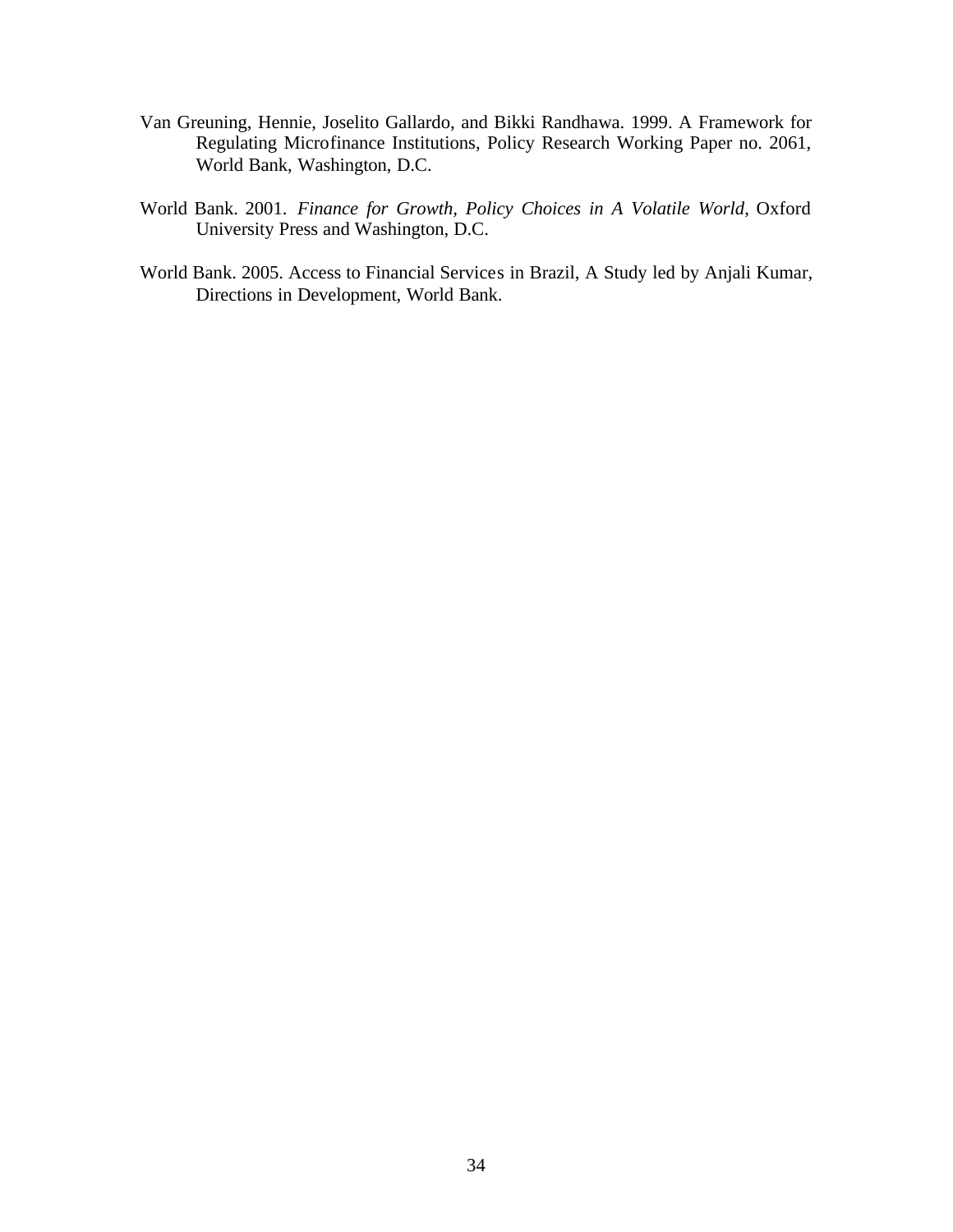Van Greuning, Hennie, Joselito Gallardo, and Bikki Randhawa. 1999. A Framework for Regulating Microfinance Institutions, Policy Research Working Paper no. 2061, World Bank, Washington, D.C.

World Bank. 2001. *Finance for Growth, Policy Choices in A Volatile World*, Oxford University Press and Washington, D.C.

World Bank. 2005. Access to Financial Services in Brazil, A Study led by Anjali Kumar, Directions in Development, World Bank.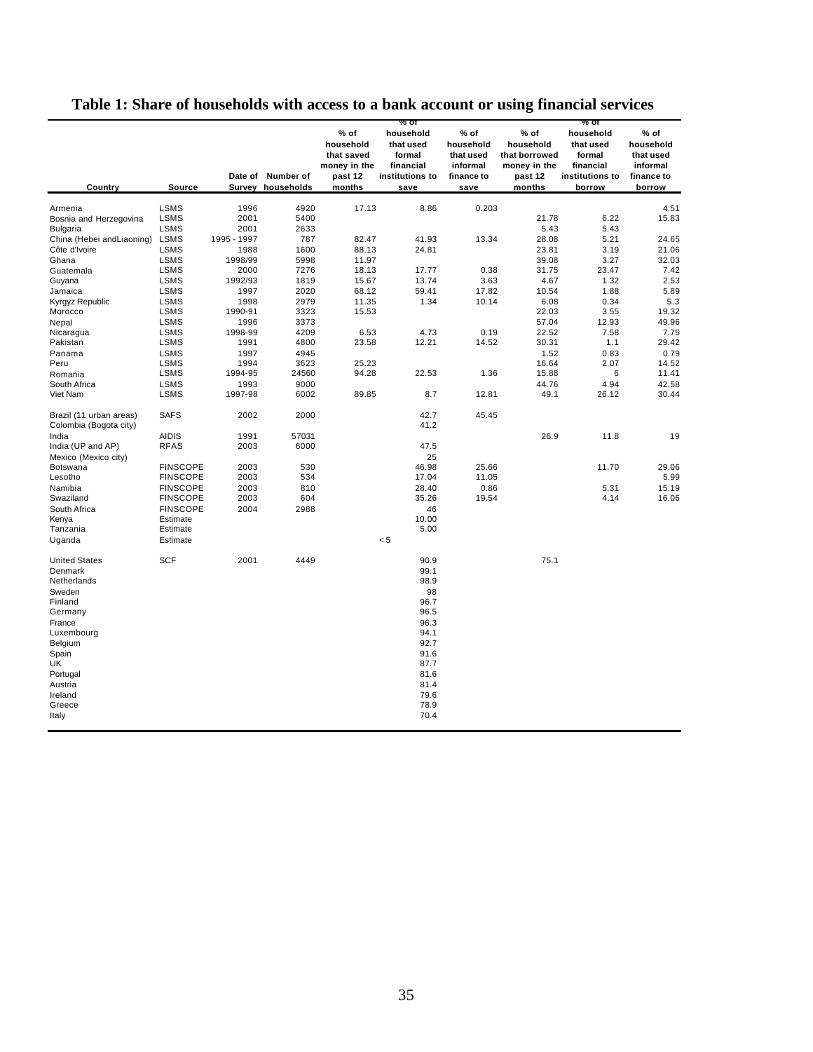# Table 1: Share of households with access to a bank account or using financial services

| Country | Source | Date of Survey | Number of households | % of household that saved money in the past 12 months | % of household that used formal financial institutions to save | % of household that used informal finance to save | % of household that borrowed money in the past 12 months | % of household that used formal financial institutions to borrow | % of household that used informal finance to borrow |
|---|---|---|---|---|---|---|---|---|---|
| Armenia | LSMS | 1996 | 4920 | 17.13 | 8.86 | 0.203 | | | 4.51 |
| Bosnia and Herzegovina | LSMS | 2001 | 5400 | | | | 21.78 | 6.22 | 15.83 |
| Bulgaria | LSMS | 2001 | 2633 | | | | 5.43 | 5.43 | |
| China (Hebei andLiaoning) | LSMS | 1995 - 1997 | 787 | 82.47 | 41.93 | 13.34 | 28.08 | 5.21 | 24.65 |
| Côte d'Ivoire | LSMS | 1988 | 1600 | 88.13 | 24.81 | | 23.81 | 3.19 | 21.06 |
| Ghana | LSMS | 1998/99 | 5998 | 11.97 | | | 39.08 | 3.27 | 32.03 |
| Guatemala | LSMS | 2000 | 7276 | 18.13 | 17.77 | 0.38 | 31.75 | 23.47 | 7.42 |
| Guyana | LSMS | 1992/93 | 1819 | 15.67 | 13.74 | 3.63 | 4.67 | 1.32 | 2.53 |
| Jamaica | LSMS | 1997 | 2020 | 68.12 | 59.41 | 17.82 | 10.54 | 1.88 | 5.89 |
| Kyrgyz Republic | LSMS | 1998 | 2979 | 11.35 | 1.34 | 10.14 | 6.08 | 0.34 | 5.3 |
| Morocco | LSMS | 1990-91 | 3323 | 15.53 | | | 22.03 | 3.55 | 19.32 |
| Nepal | LSMS | 1996 | 3373 | | | | 57.04 | 12.93 | 49.96 |
| Nicaragua | LSMS | 1998-99 | 4209 | 6.53 | 4.73 | 0.19 | 22.52 | 7.58 | 7.75 |
| Pakistan | LSMS | 1991 | 4800 | 23.58 | 12.21 | 14.52 | 30.31 | 1.1 | 29.42 |
| Panama | LSMS | 1997 | 4945 | | | | 1.52 | 0.83 | 0.79 |
| Peru | LSMS | 1994 | 3623 | 25.23 | | | 16.64 | 2.07 | 14.52 |
| Romania | LSMS | 1994-95 | 24560 | 94.28 | 22.53 | 1.36 | 15.88 | 6 | 11.41 |
| South Africa | LSMS | 1993 | 9000 | | | | 44.76 | 4.94 | 42.58 |
| Viet Nam | LSMS | 1997-98 | 6002 | 89.85 | 8.7 | 12.81 | 49.1 | 26.12 | 30.44 |
| Brazil (11 urban areas) | SAFS | 2002 | 2000 | | 42.7 | 45.45 | | | |
| Colombia (Bogota city) | | | | | 41.2 | | | | |
| India | AIDIS | 1991 | 57031 | | | | 26.9 | 11.8 | 19 |
| India (UP and AP) | RFAS | 2003 | 6000 | | 47.5 | | | | |
| Mexico (Mexico city) | | | | | 25 | | | | |
| Botswana | FINSCOPE | 2003 | 530 | | 46.98 | 25.66 | | 11.70 | 29.06 |
| Lesotho | FINSCOPE | 2003 | 534 | | 17.04 | 11.05 | | | 5.99 |
| Namibia | FINSCOPE | 2003 | 810 | | 28.40 | 0.86 | | 5.31 | 15.19 |
| Swaziland | FINSCOPE | 2003 | 604 | | 35.26 | 19.54 | | 4.14 | 16.06 |
| South Africa | FINSCOPE | 2004 | 2988 | | 46 | | | | |
| Kenya | Estimate | | | | 10.00 | | | | |
| Tanzania | Estimate | | | | 5.00 | | | | |
| Uganda | Estimate | | | | < 5 | | | | |
| United States | SCF | 2001 | 4449 | | 90.9 | | 75.1 | | |
| Denmark | | | | | 99.1 | | | | |
| Netherlands | | | | | 98.9 | | | | |
| Sweden | | | | | 98 | | | | |
| Finland | | | | | 96.7 | | | | |
| Germany | | | | | 96.5 | | | | |
| France | | | | | 96.3 | | | | |
| Luxembourg | | | | | 94.1 | | | | |
| Belgium | | | | | 92.7 | | | | |
| Spain | | | | | 91.6 | | | | |
| UK | | | | | 87.7 | | | | |
| Portugal | | | | | 81.6 | | | | |
| Austria | | | | | 81.4 | | | | |
| Ireland | | | | | 79.6 | | | | |
| Greece | | | | | 78.9 | | | | |
| Italy | | | | | 70.4 | | | | |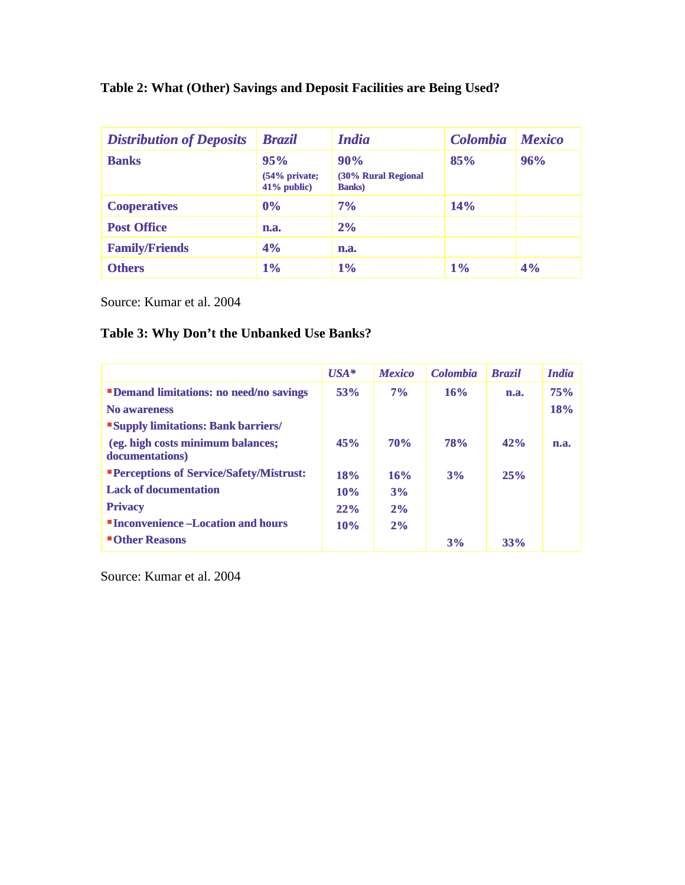### Table 2: What (Other) Savings and Deposit Facilities are Being Used?

| *Distribution of Deposits* | *Brazil* | *India* | *Colombia* | *Mexico* |
|---|---|---|---|---|
| **Banks** | **95%** (54% private; 41% public) | **90%** (30% Rural Regional Banks) | **85%** | **96%** |
| **Cooperatives** | **0%** | **7%** | **14%** | |
| **Post Office** | **n.a.** | **2%** | | |
| **Family/Friends** | **4%** | **n.a.** | | |
| **Others** | **1%** | **1%** | **1%** | **4%** |

Source: Kumar et al. 2004

### Table 3: Why Don't the Unbanked Use Banks?

| | *USA\** | *Mexico* | *Colombia* | *Brazil* | *India* |
|---|---|---|---|---|---|
| **Demand limitations: no need/no savings** | **53%** | **7%** | **16%** | **n.a.** | **75%** |
| **No awareness** | | | | | **18%** |
| **Supply limitations: Bank barriers/ (eg. high costs minimum balances; documentations)** | **45%** | **70%** | **78%** | **42%** | **n.a.** |
| **Perceptions of Service/Safety/Mistrust:** | **18%** | **16%** | **3%** | **25%** | |
| **Lack of documentation** | **10%** | **3%** | | | |
| **Privacy** | **22%** | **2%** | | | |
| **Inconvenience –Location and hours** | **10%** | **2%** | | | |
| **Other Reasons** | | | **3%** | **33%** | |

Source: Kumar et al. 2004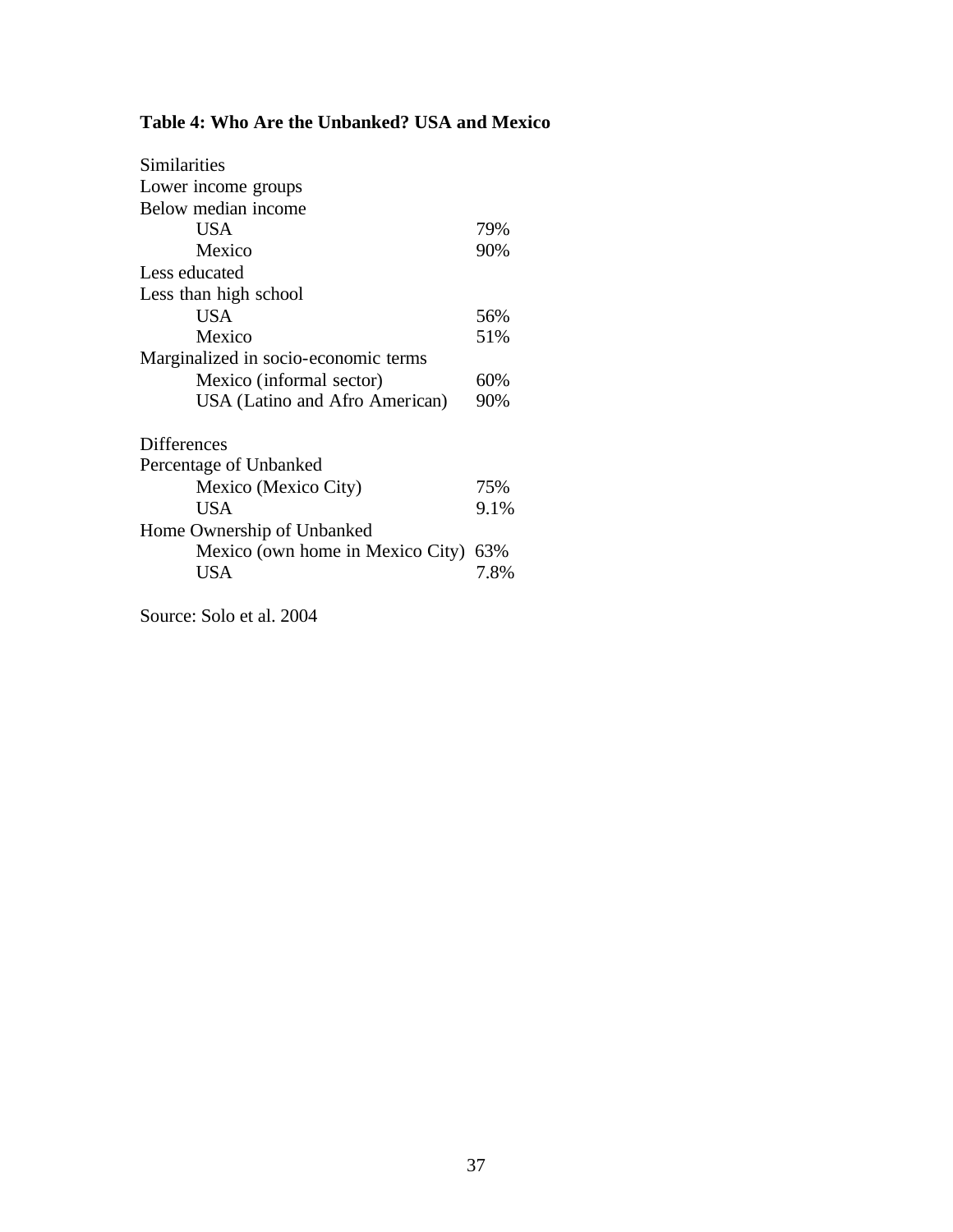**Table 4: Who Are the Unbanked? USA and Mexico**

| | |
|---|---|
| Similarities | |
| Lower income groups | |
| Below median income | |
| USA | 79% |
| Mexico | 90% |
| Less educated | |
| Less than high school | |
| USA | 56% |
| Mexico | 51% |
| Marginalized in socio-economic terms | |
| Mexico (informal sector) | 60% |
| USA (Latino and Afro American) | 90% |
| Differences | |
| Percentage of Unbanked | |
| Mexico (Mexico City) | 75% |
| USA | 9.1% |
| Home Ownership of Unbanked | |
| Mexico (own home in Mexico City) | 63% |
| USA | 7.8% |

Source: Solo et al. 2004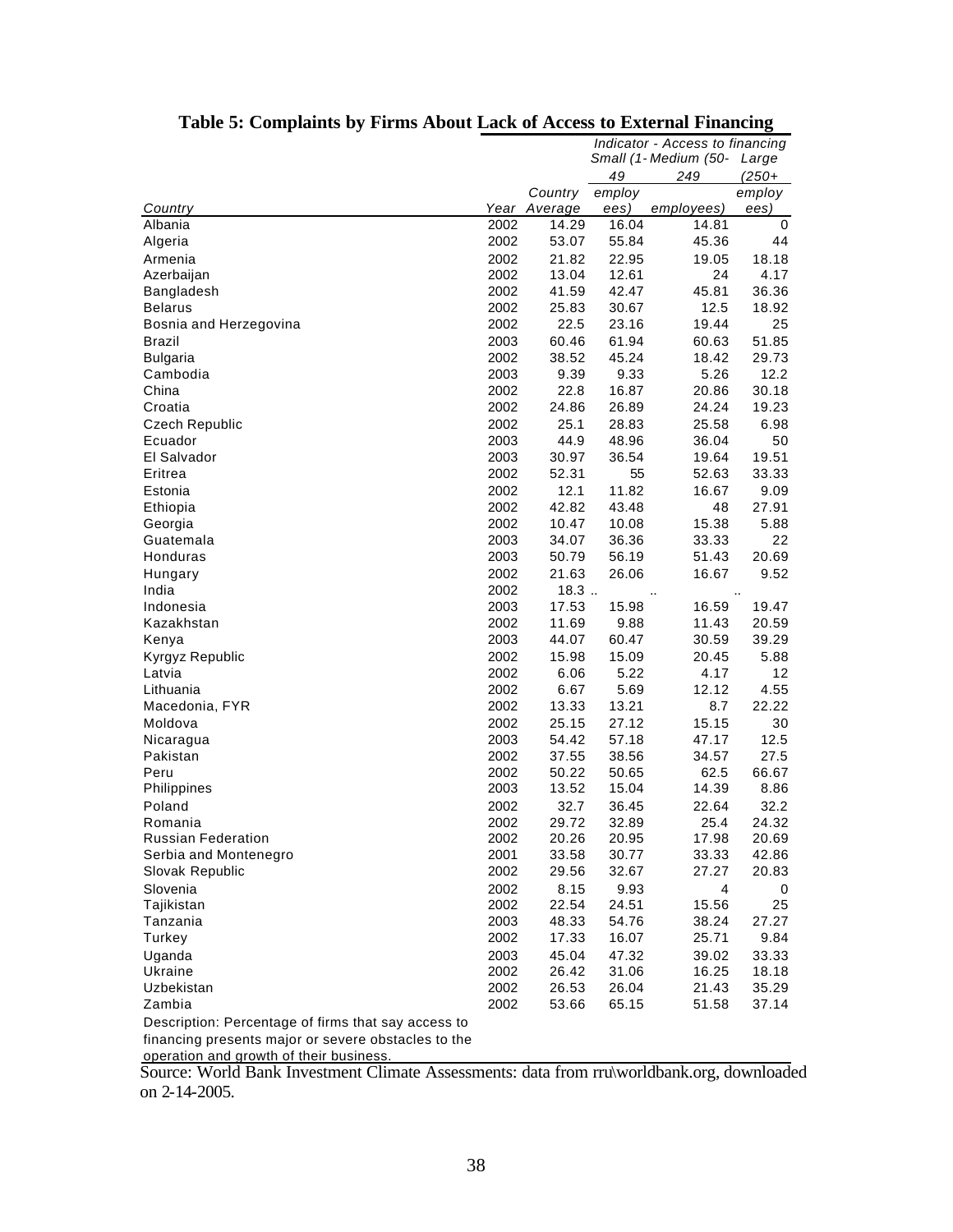# Table 5: Complaints by Firms About Lack of Access to External Financing

| | | | Indicator - Access to financing | | |
|---|---|---|---|---|---|
| Country | Year | Country Average | Small (1-49 employees) | Medium (50-249 employees) | Large (250+ employees) |
| Albania | 2002 | 14.29 | 16.04 | 14.81 | 0 |
| Algeria | 2002 | 53.07 | 55.84 | 45.36 | 44 |
| Armenia | 2002 | 21.82 | 22.95 | 19.05 | 18.18 |
| Azerbaijan | 2002 | 13.04 | 12.61 | 24 | 4.17 |
| Bangladesh | 2002 | 41.59 | 42.47 | 45.81 | 36.36 |
| Belarus | 2002 | 25.83 | 30.67 | 12.5 | 18.92 |
| Bosnia and Herzegovina | 2002 | 22.5 | 23.16 | 19.44 | 25 |
| Brazil | 2003 | 60.46 | 61.94 | 60.63 | 51.85 |
| Bulgaria | 2002 | 38.52 | 45.24 | 18.42 | 29.73 |
| Cambodia | 2003 | 9.39 | 9.33 | 5.26 | 12.2 |
| China | 2002 | 22.8 | 16.87 | 20.86 | 30.18 |
| Croatia | 2002 | 24.86 | 26.89 | 24.24 | 19.23 |
| Czech Republic | 2002 | 25.1 | 28.83 | 25.58 | 6.98 |
| Ecuador | 2003 | 44.9 | 48.96 | 36.04 | 50 |
| El Salvador | 2003 | 30.97 | 36.54 | 19.64 | 19.51 |
| Eritrea | 2002 | 52.31 | 55 | 52.63 | 33.33 |
| Estonia | 2002 | 12.1 | 11.82 | 16.67 | 9.09 |
| Ethiopia | 2002 | 42.82 | 43.48 | 48 | 27.91 |
| Georgia | 2002 | 10.47 | 10.08 | 15.38 | 5.88 |
| Guatemala | 2003 | 34.07 | 36.36 | 33.33 | 22 |
| Honduras | 2003 | 50.79 | 56.19 | 51.43 | 20.69 |
| Hungary | 2002 | 21.63 | 26.06 | 16.67 | 9.52 |
| India | 2002 | 18.3 | .. | .. | .. |
| Indonesia | 2003 | 17.53 | 15.98 | 16.59 | 19.47 |
| Kazakhstan | 2002 | 11.69 | 9.88 | 11.43 | 20.59 |
| Kenya | 2003 | 44.07 | 60.47 | 30.59 | 39.29 |
| Kyrgyz Republic | 2002 | 15.98 | 15.09 | 20.45 | 5.88 |
| Latvia | 2002 | 6.06 | 5.22 | 4.17 | 12 |
| Lithuania | 2002 | 6.67 | 5.69 | 12.12 | 4.55 |
| Macedonia, FYR | 2002 | 13.33 | 13.21 | 8.7 | 22.22 |
| Moldova | 2002 | 25.15 | 27.12 | 15.15 | 30 |
| Nicaragua | 2003 | 54.42 | 57.18 | 47.17 | 12.5 |
| Pakistan | 2002 | 37.55 | 38.56 | 34.57 | 27.5 |
| Peru | 2002 | 50.22 | 50.65 | 62.5 | 66.67 |
| Philippines | 2003 | 13.52 | 15.04 | 14.39 | 8.86 |
| Poland | 2002 | 32.7 | 36.45 | 22.64 | 32.2 |
| Romania | 2002 | 29.72 | 32.89 | 25.4 | 24.32 |
| Russian Federation | 2002 | 20.26 | 20.95 | 17.98 | 20.69 |
| Serbia and Montenegro | 2001 | 33.58 | 30.77 | 33.33 | 42.86 |
| Slovak Republic | 2002 | 29.56 | 32.67 | 27.27 | 20.83 |
| Slovenia | 2002 | 8.15 | 9.93 | 4 | 0 |
| Tajikistan | 2002 | 22.54 | 24.51 | 15.56 | 25 |
| Tanzania | 2003 | 48.33 | 54.76 | 38.24 | 27.27 |
| Turkey | 2002 | 17.33 | 16.07 | 25.71 | 9.84 |
| Uganda | 2003 | 45.04 | 47.32 | 39.02 | 33.33 |
| Ukraine | 2002 | 26.42 | 31.06 | 16.25 | 18.18 |
| Uzbekistan | 2002 | 26.53 | 26.04 | 21.43 | 35.29 |
| Zambia | 2002 | 53.66 | 65.15 | 51.58 | 37.14 |

Description: Percentage of firms that say access to financing presents major or severe obstacles to the operation and growth of their business.

Source: World Bank Investment Climate Assessments: data from rru\worldbank.org, downloaded on 2-14-2005.